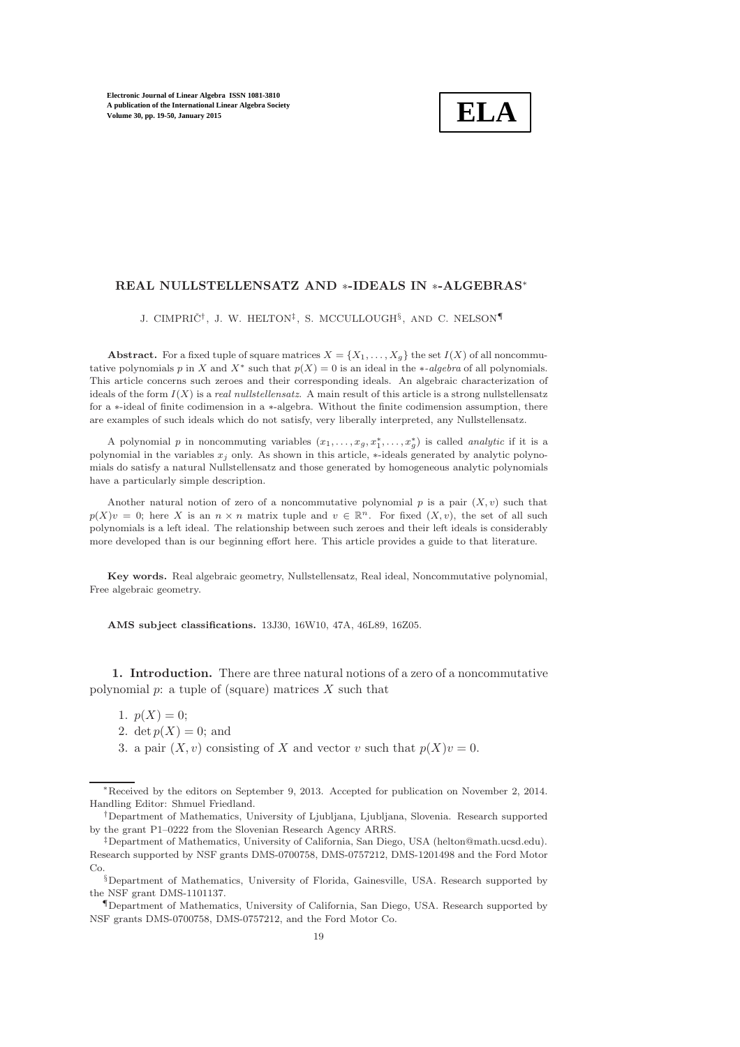# REAL NULLSTELLENSATZ AND $*$-IDEALS IN $*$-ALGEBRAS*

J. CIMPRIČ[†], J. W. HELTON[‡], S. MCCULLOUGH[§], AND C. NELSON[¶]

**Abstract.** For a fixed tuple of square matrices $X = \{X_1, \ldots, X_g\}$ the set $I(X)$ of all noncommutative polynomials $p$ in $X$ and $X^*$ such that $p(X) = 0$ is an ideal in the $*$-*algebra* of all polynomials. This article concerns such zeroes and their corresponding ideals. An algebraic characterization of ideals of the form $I(X)$ is a *real nullstellensatz*. A main result of this article is a strong nullstellensatz for a $*$-ideal of finite codimension in a $*$-algebra. Without the finite codimension assumption, there are examples of such ideals which do not satisfy, very liberally interpreted, any Nullstellensatz.

A polynomial $p$ in noncommuting variables $(x_1, \ldots, x_g, x_1^*, \ldots, x_g^*)$ is called *analytic* if it is a polynomial in the variables $x_j$ only. As shown in this article, $*$-ideals generated by analytic polynomials do satisfy a natural Nullstellensatz and those generated by homogeneous analytic polynomials have a particularly simple description.

Another natural notion of zero of a noncommutative polynomial $p$ is a pair $(X, v)$ such that $p(X)v = 0$; here $X$ is an $n \times n$ matrix tuple and $v \in \mathbb{R}^n$. For fixed $(X, v)$, the set of all such polynomials is a left ideal. The relationship between such zeroes and their left ideals is considerably more developed than is our beginning effort here. This article provides a guide to that literature.

**Key words.** Real algebraic geometry, Nullstellensatz, Real ideal, Noncommutative polynomial, Free algebraic geometry.

**AMS subject classifications.** 13J30, 16W10, 47A, 46L89, 16Z05.

## 1. Introduction.

There are three natural notions of a zero of a noncommutative polynomial $p$: a tuple of (square) matrices $X$ such that

1. $p(X) = 0$;
2. $\det p(X) = 0$; and
3. a pair $(X, v)$ consisting of $X$ and vector $v$ such that $p(X)v = 0$.

---

*Received by the editors on September 9, 2013. Accepted for publication on November 2, 2014. Handling Editor: Shmuel Friedland.

[†]Department of Mathematics, University of Ljubljana, Ljubljana, Slovenia. Research supported by the grant P1–0222 from the Slovenian Research Agency ARRS.

[‡]Department of Mathematics, University of California, San Diego, USA (helton@math.ucsd.edu). Research supported by NSF grants DMS-0700758, DMS-0757212, DMS-1201498 and the Ford Motor Co.

[§]Department of Mathematics, University of Florida, Gainesville, USA. Research supported by the NSF grant DMS-1101137.

[¶]Department of Mathematics, University of California, San Diego, USA. Research supported by NSF grants DMS-0700758, DMS-0757212, and the Ford Motor Co.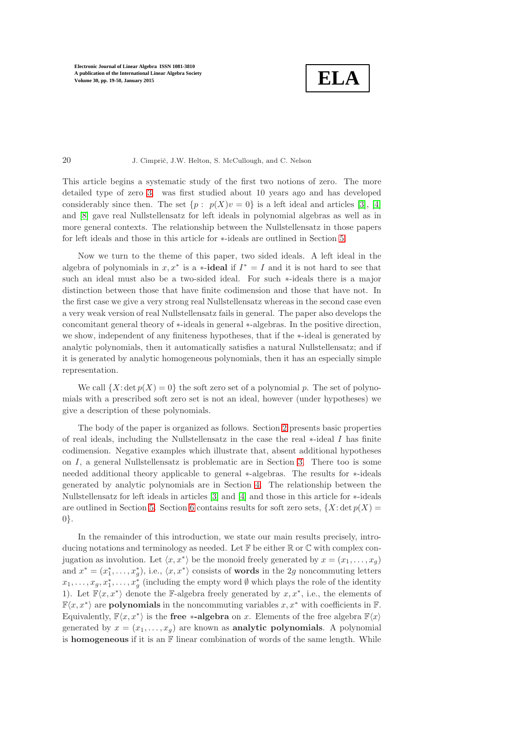This article begins a systematic study of the first two notions of zero. The more detailed type of zero (3) was first studied about 10 years ago and has developed considerably since then. The set $\{p : \; p(X)v = 0\}$ is a left ideal and articles [3], [4] and [8] gave real Nullstellensatz for left ideals in polynomial algebras as well as in more general contexts. The relationship between the Nullstellensatz in those papers for left ideals and those in this article for $*$-ideals are outlined in Section 5.

Now we turn to the theme of this paper, two sided ideals. A left ideal in the algebra of polynomials in $x, x^*$ is a $*$-**ideal** if $I^* = I$ and it is not hard to see that such an ideal must also be a two-sided ideal. For such $*$-ideals there is a major distinction between those that have finite codimension and those that have not. In the first case we give a very strong real Nullstellensatz whereas in the second case even a very weak version of real Nullstellensatz fails in general. The paper also develops the concomitant general theory of $*$-ideals in general $*$-algebras. In the positive direction, we show, independent of any finiteness hypotheses, that if the $*$-ideal is generated by analytic polynomials, then it automatically satisfies a natural Nullstellensatz; and if it is generated by analytic homogeneous polynomials, then it has an especially simple representation.

We call $\{X \colon \det p(X) = 0\}$ the soft zero set of a polynomial $p$. The set of polynomials with a prescribed soft zero set is not an ideal, however (under hypotheses) we give a description of these polynomials.

The body of the paper is organized as follows. Section 2 presents basic properties of real ideals, including the Nullstellensatz in the case the real $*$-ideal $I$ has finite codimension. Negative examples which illustrate that, absent additional hypotheses on $I$, a general Nullstellensatz is problematic are in Section 3. There too is some needed additional theory applicable to general $*$-algebras. The results for $*$-ideals generated by analytic polynomials are in Section 4. The relationship between the Nullstellensatz for left ideals in articles [3] and [4] and those in this article for $*$-ideals are outlined in Section 5. Section 6 contains results for soft zero sets, $\{X \colon \det p(X) = 0\}$.

In the remainder of this introduction, we state our main results precisely, introducing notations and terminology as needed. Let $\mathbb{F}$ be either $\mathbb{R}$ or $\mathbb{C}$ with complex conjugation as involution. Let $\langle x, x^* \rangle$ be the monoid freely generated by $x = (x_1, \ldots, x_g)$ and $x^* = (x_1^*, \ldots, x_g^*)$, i.e., $\langle x, x^* \rangle$ consists of **words** in the $2g$ noncommuting letters $x_1, \ldots, x_g, x_1^*, \ldots, x_g^*$ (including the empty word $\emptyset$ which plays the role of the identity 1). Let $\mathbb{F}\langle x, x^* \rangle$ denote the $\mathbb{F}$-algebra freely generated by $x, x^*$, i.e., the elements of $\mathbb{F}\langle x, x^* \rangle$ are **polynomials** in the noncommuting variables $x, x^*$ with coefficients in $\mathbb{F}$. Equivalently, $\mathbb{F}\langle x, x^* \rangle$ is the **free $*$-algebra** on $x$. Elements of the free algebra $\mathbb{F}\langle x \rangle$ generated by $x = (x_1, \ldots, x_g)$ are known as **analytic polynomials**. A polynomial is **homogeneous** if it is an $\mathbb{F}$ linear combination of words of the same length. While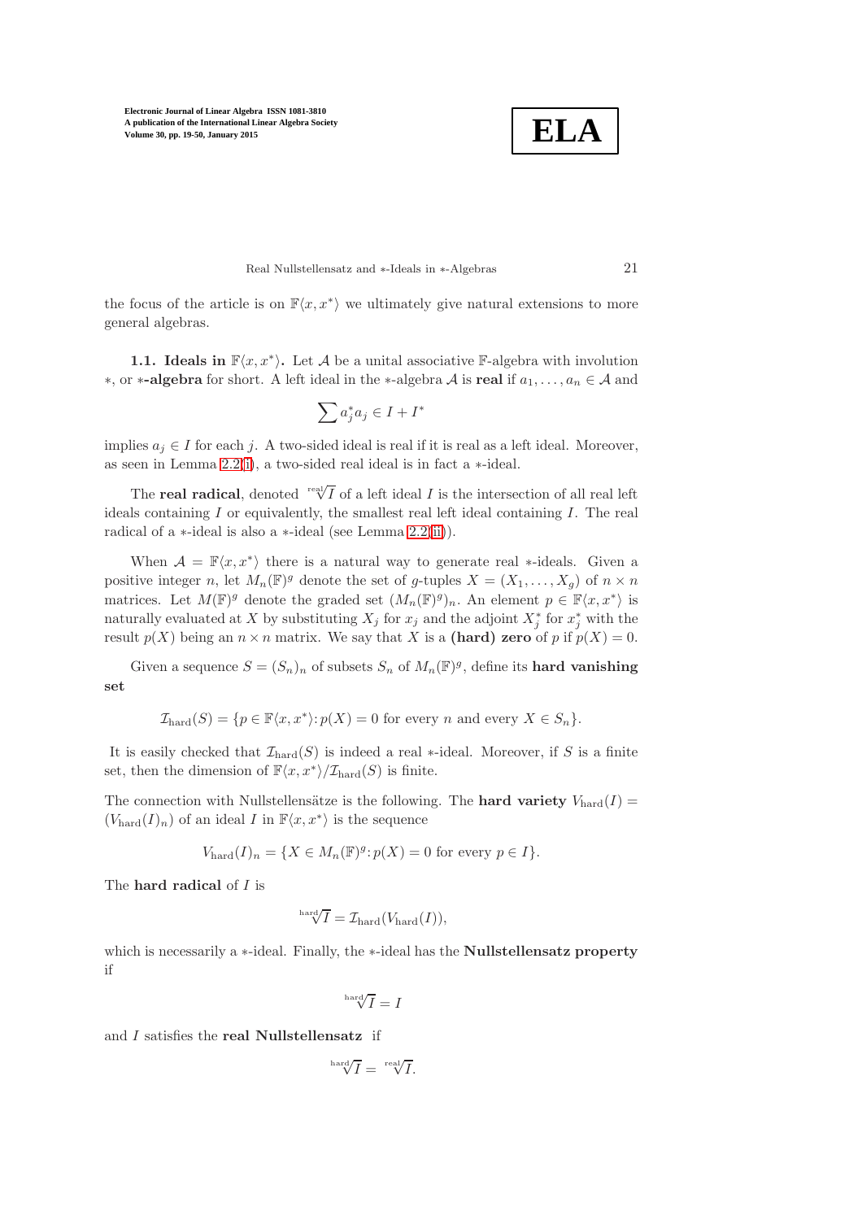the focus of the article is on $\mathbb{F}\langle x, x^*\rangle$ we ultimately give natural extensions to more general algebras.

**1.1. Ideals in $\mathbb{F}\langle x, x^*\rangle$.** Let $\mathcal{A}$ be a unital associative $\mathbb{F}$-algebra with involution $*$, or **$*$-algebra** for short. A left ideal in the $*$-algebra $\mathcal{A}$ is **real** if $a_1, \ldots, a_n \in \mathcal{A}$ and

$$\sum a_j^* a_j \in I + I^*$$

implies $a_j \in I$ for each $j$. A two-sided ideal is real if it is real as a left ideal. Moreover, as seen in Lemma 2.2(i), a two-sided real ideal is in fact a $*$-ideal.

The **real radical**, denoted $\sqrt[\mathrm{real}]{I}$ of a left ideal $I$ is the intersection of all real left ideals containing $I$ or equivalently, the smallest real left ideal containing $I$. The real radical of a $*$-ideal is also a $*$-ideal (see Lemma 2.2(ii)).

When $\mathcal{A} = \mathbb{F}\langle x, x^*\rangle$ there is a natural way to generate real $*$-ideals. Given a positive integer $n$, let $M_n(\mathbb{F})^g$ denote the set of $g$-tuples $X = (X_1, \ldots, X_g)$ of $n \times n$ matrices. Let $M(\mathbb{F})^g$ denote the graded set $(M_n(\mathbb{F})^g)_n$. An element $p \in \mathbb{F}\langle x, x^*\rangle$ is naturally evaluated at $X$ by substituting $X_j$ for $x_j$ and the adjoint $X_j^*$ for $x_j^*$ with the result $p(X)$ being an $n \times n$ matrix. We say that $X$ is a **(hard) zero** of $p$ if $p(X) = 0$.

Given a sequence $S = (S_n)_n$ of subsets $S_n$ of $M_n(\mathbb{F})^g$, define its **hard vanishing set**

$$\mathcal{I}_{\mathrm{hard}}(S) = \{p \in \mathbb{F}\langle x, x^*\rangle : p(X) = 0 \text{ for every } n \text{ and every } X \in S_n\}.$$

It is easily checked that $\mathcal{I}_{\mathrm{hard}}(S)$ is indeed a real $*$-ideal. Moreover, if $S$ is a finite set, then the dimension of $\mathbb{F}\langle x, x^*\rangle / \mathcal{I}_{\mathrm{hard}}(S)$ is finite.

The connection with Nullstellensätze is the following. The **hard variety** $V_{\mathrm{hard}}(I) = (V_{\mathrm{hard}}(I)_n)$ of an ideal $I$ in $\mathbb{F}\langle x, x^*\rangle$ is the sequence

$$V_{\mathrm{hard}}(I)_n = \{X \in M_n(\mathbb{F})^g : p(X) = 0 \text{ for every } p \in I\}.$$

The **hard radical** of $I$ is

$$\sqrt[\mathrm{hard}]{I} = \mathcal{I}_{\mathrm{hard}}(V_{\mathrm{hard}}(I)),$$

which is necessarily a $*$-ideal. Finally, the $*$-ideal has the **Nullstellensatz property** if

$$\sqrt[\mathrm{hard}]{I} = I$$

and $I$ satisfies the **real Nullstellensatz** if

$$\sqrt[\mathrm{hard}]{I} = \sqrt[\mathrm{real}]{I}.$$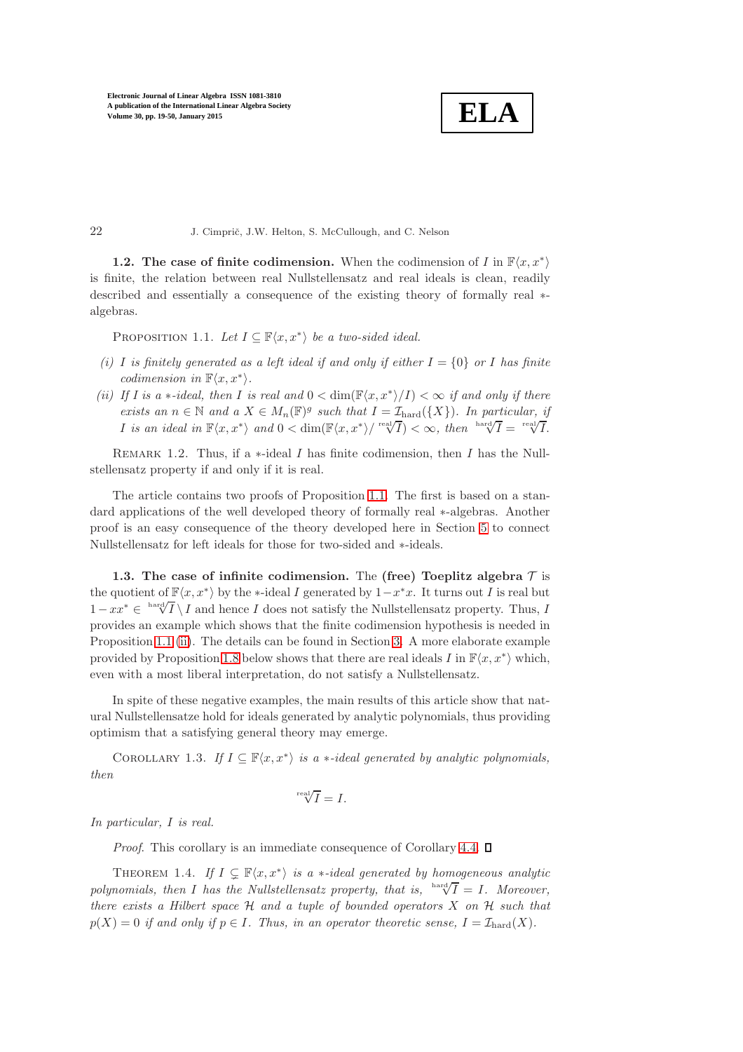### 1.2. The case of finite codimension.

When the codimension of $I$ in $\mathbb{F}\langle x, x^*\rangle$ is finite, the relation between real Nullstellensatz and real ideals is clean, readily described and essentially a consequence of the existing theory of formally real $*$-algebras.

PROPOSITION 1.1. *Let $I \subseteq \mathbb{F}\langle x, x^*\rangle$ be a two-sided ideal.*

*(i) $I$ is finitely generated as a left ideal if and only if either $I = \{0\}$ or $I$ has finite codimension in $\mathbb{F}\langle x, x^*\rangle$.*

*(ii) If $I$ is a $*$-ideal, then $I$ is real and $0 < \dim(\mathbb{F}\langle x, x^*\rangle / I) < \infty$ if and only if there exists an $n \in \mathbb{N}$ and a $X \in M_n(\mathbb{F})^g$ such that $I = \mathcal{I}_{\rm hard}(\{X\})$. In particular, if $I$ is an ideal in $\mathbb{F}\langle x, x^*\rangle$ and $0 < \dim(\mathbb{F}\langle x, x^*\rangle / \sqrt[\rm real]{I}) < \infty$, then $\sqrt[\rm hard]{I} = \sqrt[\rm real]{I}$.*

REMARK 1.2. Thus, if a $*$-ideal $I$ has finite codimension, then $I$ has the Nullstellensatz property if and only if it is real.

The article contains two proofs of Proposition 1.1. The first is based on a standard applications of the well developed theory of formally real $*$-algebras. Another proof is an easy consequence of the theory developed here in Section 5 to connect Nullstellensatz for left ideals for those for two-sided and $*$-ideals.

### 1.3. The case of infinite codimension.

The **(free) Toeplitz algebra** $\mathcal{T}$ is the quotient of $\mathbb{F}\langle x, x^*\rangle$ by the $*$-ideal $I$ generated by $1 - x^*x$. It turns out $I$ is real but $1 - xx^* \in \sqrt[\rm hard]{I} \setminus I$ and hence $I$ does not satisfy the Nullstellensatz property. Thus, $I$ provides an example which shows that the finite codimension hypothesis is needed in Proposition 1.1 (ii). The details can be found in Section 3. A more elaborate example provided by Proposition 1.8 below shows that there are real ideals $I$ in $\mathbb{F}\langle x, x^*\rangle$ which, even with a most liberal interpretation, do not satisfy a Nullstellensatz.

In spite of these negative examples, the main results of this article show that natural Nullstellensatze hold for ideals generated by analytic polynomials, thus providing optimism that a satisfying general theory may emerge.

COROLLARY 1.3. *If $I \subseteq \mathbb{F}\langle x, x^*\rangle$ is a $*$-ideal generated by analytic polynomials, then*

$$\sqrt[\rm real]{I} = I.$$

*In particular, $I$ is real.*

*Proof.* This corollary is an immediate consequence of Corollary 4.4. ∎

THEOREM 1.4. *If $I \subsetneq \mathbb{F}\langle x, x^*\rangle$ is a $*$-ideal generated by homogeneous analytic polynomials, then $I$ has the Nullstellensatz property, that is, $\sqrt[\rm hard]{I} = I$. Moreover, there exists a Hilbert space $\mathcal{H}$ and a tuple of bounded operators $X$ on $\mathcal{H}$ such that $p(X) = 0$ if and only if $p \in I$. Thus, in an operator theoretic sense, $I = \mathcal{I}_{\rm hard}(X)$.*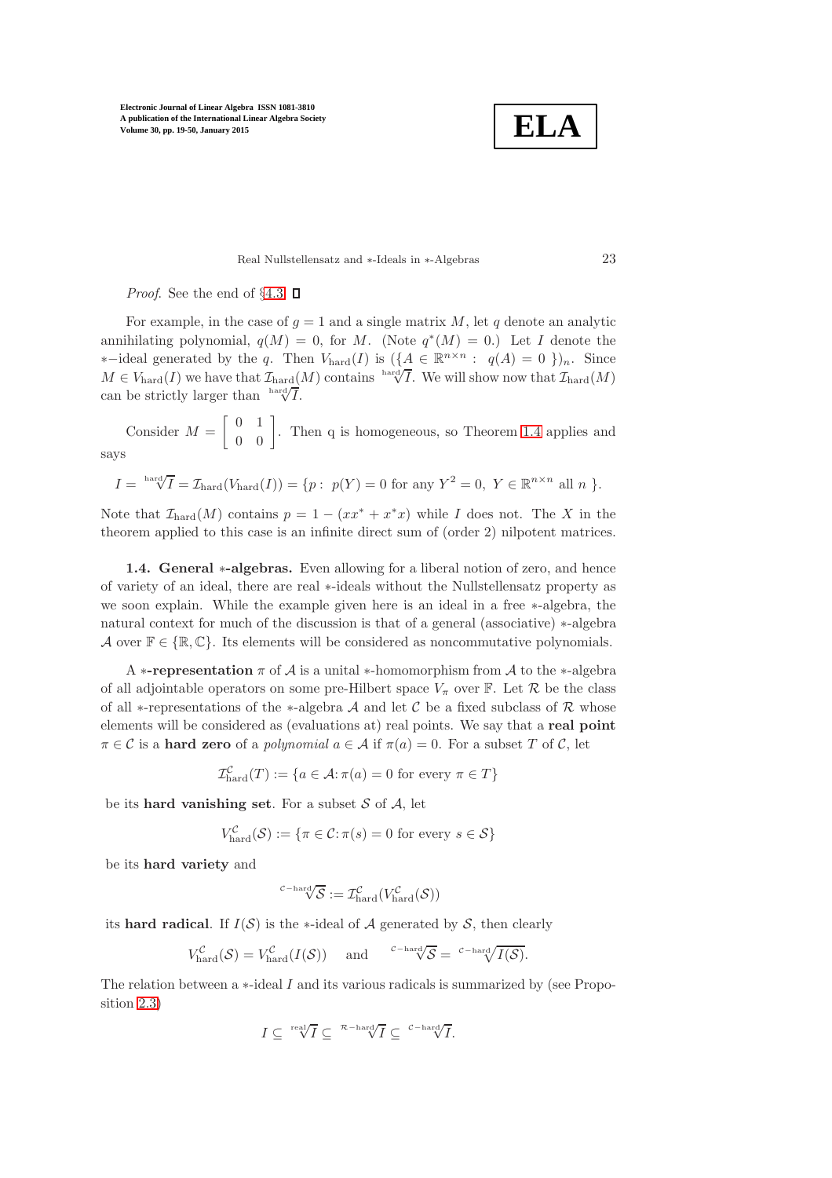*Proof.* See the end of §4.3. □

For example, in the case of $g = 1$ and a single matrix $M$, let $q$ denote an analytic annihilating polynomial, $q(M) = 0$, for $M$. (Note $q^*(M) = 0$.) Let $I$ denote the $*$−ideal generated by the $q$. Then $V_{\text{hard}}(I)$ is $(\{A \in \mathbb{R}^{n\times n} : \ q(A) = 0 \ \})_n$. Since $M \in V_{\text{hard}}(I)$ we have that $\mathcal{I}_{\text{hard}}(M)$ contains $\sqrt[\text{hard}]{I}$. We will show now that $\mathcal{I}_{\text{hard}}(M)$ can be strictly larger than $\sqrt[\text{hard}]{I}$.

Consider $M = \begin{bmatrix} 0 & 1 \\ 0 & 0 \end{bmatrix}$. Then q is homogeneous, so Theorem 1.4 applies and says

$$I = \sqrt[\text{hard}]{I} = \mathcal{I}_{\text{hard}}(V_{\text{hard}}(I)) = \{p : \ p(Y) = 0 \text{ for any } Y^2 = 0, \ Y \in \mathbb{R}^{n\times n} \text{ all } n \ \}.$$

Note that $\mathcal{I}_{\text{hard}}(M)$ contains $p = 1 - (xx^* + x^*x)$ while $I$ does not. The $X$ in the theorem applied to this case is an infinite direct sum of (order 2) nilpotent matrices.

**1.4. General $*$-algebras.** Even allowing for a liberal notion of zero, and hence of variety of an ideal, there are real $*$-ideals without the Nullstellensatz property as we soon explain. While the example given here is an ideal in a free $*$-algebra, the natural context for much of the discussion is that of a general (associative) $*$-algebra $\mathcal{A}$ over $\mathbb{F} \in \{\mathbb{R}, \mathbb{C}\}$. Its elements will be considered as noncommutative polynomials.

A **$*$-representation** $\pi$ of $\mathcal{A}$ is a unital $*$-homomorphism from $\mathcal{A}$ to the $*$-algebra of all adjointable operators on some pre-Hilbert space $V_\pi$ over $\mathbb{F}$. Let $\mathcal{R}$ be the class of all $*$-representations of the $*$-algebra $\mathcal{A}$ and let $\mathcal{C}$ be a fixed subclass of $\mathcal{R}$ whose elements will be considered as (evaluations at) real points. We say that a **real point** $\pi \in \mathcal{C}$ is a **hard zero** of a *polynomial* $a \in \mathcal{A}$ if $\pi(a) = 0$. For a subset $T$ of $\mathcal{C}$, let

$$\mathcal{I}^{\mathcal{C}}_{\text{hard}}(T) := \{a \in \mathcal{A} \colon \pi(a) = 0 \text{ for every } \pi \in T\}$$

be its **hard vanishing set**. For a subset $\mathcal{S}$ of $\mathcal{A}$, let

$$V^{\mathcal{C}}_{\text{hard}}(\mathcal{S}) := \{\pi \in \mathcal{C} \colon \pi(s) = 0 \text{ for every } s \in \mathcal{S}\}$$

be its **hard variety** and

$$\sqrt[\mathcal{C}-\text{hard}]{\mathcal{S}} := \mathcal{I}^{\mathcal{C}}_{\text{hard}}(V^{\mathcal{C}}_{\text{hard}}(\mathcal{S}))$$

its **hard radical**. If $I(\mathcal{S})$ is the $*$-ideal of $\mathcal{A}$ generated by $\mathcal{S}$, then clearly

$$V^{\mathcal{C}}_{\text{hard}}(\mathcal{S}) = V^{\mathcal{C}}_{\text{hard}}(I(\mathcal{S})) \quad \text{ and } \quad \sqrt[\mathcal{C}-\text{hard}]{\mathcal{S}} = \sqrt[\mathcal{C}-\text{hard}]{I(\mathcal{S})}.$$

The relation between a $*$-ideal $I$ and its various radicals is summarized by (see Proposition 2.3)

$$I \subseteq \sqrt[\text{real}]{I} \subseteq \sqrt[\mathcal{R}-\text{hard}]{I} \subseteq \sqrt[\mathcal{C}-\text{hard}]{I}.$$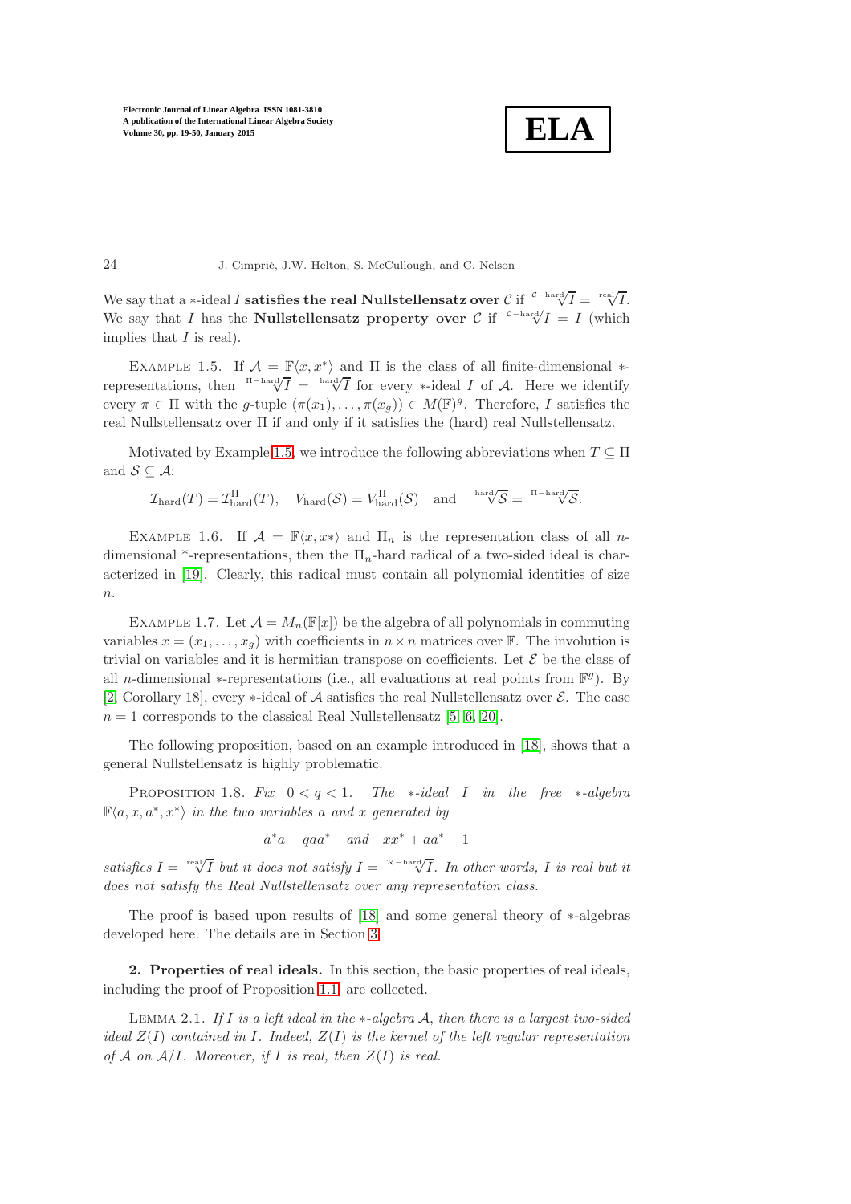We say that a $*$-ideal $I$ **satisfies the real Nullstellensatz over** $\mathcal{C}$ if $\sqrt[\mathcal{C}-\mathrm{hard}]{I} = \sqrt[\mathrm{real}]{I}$. We say that $I$ has the **Nullstellensatz property over** $\mathcal{C}$ if $\sqrt[\mathcal{C}-\mathrm{hard}]{I} = I$ (which implies that $I$ is real).

EXAMPLE 1.5. If $\mathcal{A} = \mathbb{F}\langle x, x^*\rangle$ and $\Pi$ is the class of all finite-dimensional $*$-representations, then $\sqrt[\Pi-\mathrm{hard}]{I} = \sqrt[\mathrm{hard}]{I}$ for every $*$-ideal $I$ of $\mathcal{A}$. Here we identify every $\pi \in \Pi$ with the $g$-tuple $(\pi(x_1), \ldots, \pi(x_g)) \in M(\mathbb{F})^g$. Therefore, $I$ satisfies the real Nullstellensatz over $\Pi$ if and only if it satisfies the (hard) real Nullstellensatz.

Motivated by Example 1.5, we introduce the following abbreviations when $T \subseteq \Pi$ and $\mathcal{S} \subseteq \mathcal{A}$:

$$\mathcal{I}_{\mathrm{hard}}(T) = \mathcal{I}^{\Pi}_{\mathrm{hard}}(T), \quad V_{\mathrm{hard}}(\mathcal{S}) = V^{\Pi}_{\mathrm{hard}}(\mathcal{S}) \quad \text{and} \quad \sqrt[\mathrm{hard}]{\mathcal{S}} = \sqrt[\Pi-\mathrm{hard}]{\mathcal{S}}.$$

EXAMPLE 1.6. If $\mathcal{A} = \mathbb{F}\langle x, x*\rangle$ and $\Pi_n$ is the representation class of all $n$-dimensional *-representations, then the $\Pi_n$-hard radical of a two-sided ideal is characterized in [19]. Clearly, this radical must contain all polynomial identities of size $n$.

EXAMPLE 1.7. Let $\mathcal{A} = M_n(\mathbb{F}[x])$ be the algebra of all polynomials in commuting variables $x = (x_1, \ldots, x_g)$ with coefficients in $n \times n$ matrices over $\mathbb{F}$. The involution is trivial on variables and it is hermitian transpose on coefficients. Let $\mathcal{E}$ be the class of all $n$-dimensional $*$-representations (i.e., all evaluations at real points from $\mathbb{F}^g$). By [2, Corollary 18], every $*$-ideal of $\mathcal{A}$ satisfies the real Nullstellensatz over $\mathcal{E}$. The case $n = 1$ corresponds to the classical Real Nullstellensatz [5, 6, 20].

The following proposition, based on an example introduced in [18], shows that a general Nullstellensatz is highly problematic.

PROPOSITION 1.8. *Fix $0 < q < 1$. The $*$-ideal $I$ in the free $*$-algebra $\mathbb{F}\langle a, x, a^*, x^*\rangle$ in the two variables $a$ and $x$ generated by*

$$a^*a - qaa^* \quad \text{and} \quad xx^* + aa^* - 1$$

*satisfies $I = \sqrt[\mathrm{real}]{I}$ but it does not satisfy $I = \sqrt[\mathcal{R}-\mathrm{hard}]{I}$. In other words, $I$ is real but it does not satisfy the Real Nullstellensatz over any representation class.*

The proof is based upon results of [18] and some general theory of $*$-algebras developed here. The details are in Section 3.

## 2. Properties of real ideals.

In this section, the basic properties of real ideals, including the proof of Proposition 1.1, are collected.

LEMMA 2.1. *If $I$ is a left ideal in the $*$-algebra $\mathcal{A}$, then there is a largest two-sided ideal $Z(I)$ contained in $I$. Indeed, $Z(I)$ is the kernel of the left regular representation of $\mathcal{A}$ on $\mathcal{A}/I$. Moreover, if $I$ is real, then $Z(I)$ is real.*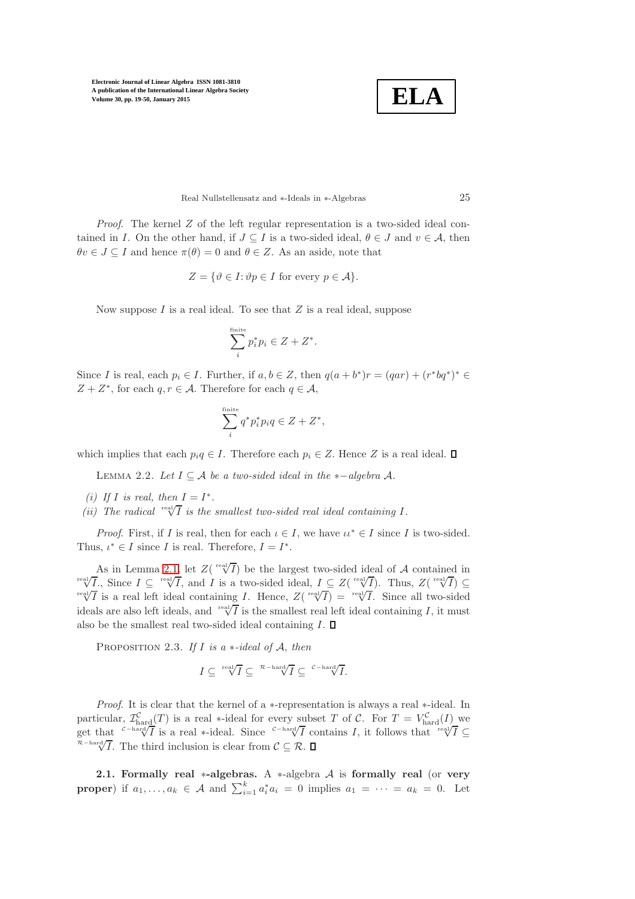*Proof*. The kernel $Z$ of the left regular representation is a two-sided ideal contained in $I$. On the other hand, if $J \subseteq I$ is a two-sided ideal, $\theta \in J$ and $v \in \mathcal{A}$, then $\theta v \in J \subseteq I$ and hence $\pi(\theta) = 0$ and $\theta \in Z$. As an aside, note that

$$Z = \{\vartheta \in I \colon \vartheta p \in I \text{ for every } p \in \mathcal{A}\}.$$

Now suppose $I$ is a real ideal. To see that $Z$ is a real ideal, suppose

$$\sum_i^{\text{finite}} p_i^* p_i \in Z + Z^*.$$

Since $I$ is real, each $p_i \in I$. Further, if $a, b \in Z$, then $q(a + b^*)r = (qar) + (r^*bq^*)^* \in Z + Z^*$, for each $q, r \in \mathcal{A}$. Therefore for each $q \in \mathcal{A}$,

$$\sum_i^{\text{finite}} q^* p_i^* p_i q \in Z + Z^*,$$

which implies that each $p_i q \in I$. Therefore each $p_i \in Z$. Hence $Z$ is a real ideal. ◻

LEMMA 2.2. *Let $I \subseteq \mathcal{A}$ be a two-sided ideal in the $*-$algebra $\mathcal{A}$.*

*(i) If $I$ is real, then $I = I^*$.*
*(ii) The radical $\sqrt[\text{real}]{I}$ is the smallest two-sided real ideal containing $I$.*

*Proof*. First, if $I$ is real, then for each $\iota \in I$, we have $\iota\iota^* \in I$ since $I$ is two-sided. Thus, $\iota^* \in I$ since $I$ is real. Therefore, $I = I^*$.

As in Lemma 2.1, let $Z(\sqrt[\text{real}]{I})$ be the largest two-sided ideal of $\mathcal{A}$ contained in $\sqrt[\text{real}]{I}$., Since $I \subseteq \sqrt[\text{real}]{I}$, and $I$ is a two-sided ideal, $I \subseteq Z(\sqrt[\text{real}]{I})$. Thus, $Z(\sqrt[\text{real}]{I}) \subseteq \sqrt[\text{real}]{I}$ is a real left ideal containing $I$. Hence, $Z(\sqrt[\text{real}]{I}) = \sqrt[\text{real}]{I}$. Since all two-sided ideals are also left ideals, and $\sqrt[\text{real}]{I}$ is the smallest real left ideal containing $I$, it must also be the smallest real two-sided ideal containing $I$. ◻

PROPOSITION 2.3. *If $I$ is a $*$-ideal of $\mathcal{A}$, then*

$$I \subseteq \sqrt[\text{real}]{I} \subseteq \sqrt[\mathcal{R}-\text{hard}]{I} \subseteq \sqrt[\mathcal{C}-\text{hard}]{I}.$$

*Proof*. It is clear that the kernel of a $*$-representation is always a real $*$-ideal. In particular, $\mathcal{I}^{\mathcal{C}}_{\text{hard}}(T)$ is a real $*$-ideal for every subset $T$ of $\mathcal{C}$. For $T = V^{\mathcal{C}}_{\text{hard}}(I)$ we get that $\sqrt[\mathcal{C}-\text{hard}]{I}$ is a real $*$-ideal. Since $\sqrt[\mathcal{C}-\text{hard}]{I}$ contains $I$, it follows that $\sqrt[\text{real}]{I} \subseteq \sqrt[\mathcal{R}-\text{hard}]{I}$. The third inclusion is clear from $\mathcal{C} \subseteq \mathcal{R}$. ◻

**2.1. Formally real $*$-algebras.** A $*$-algebra $\mathcal{A}$ is **formally real** (or **very proper**) if $a_1, \ldots, a_k \in \mathcal{A}$ and $\sum_{i=1}^k a_i^* a_i = 0$ implies $a_1 = \cdots = a_k = 0$. Let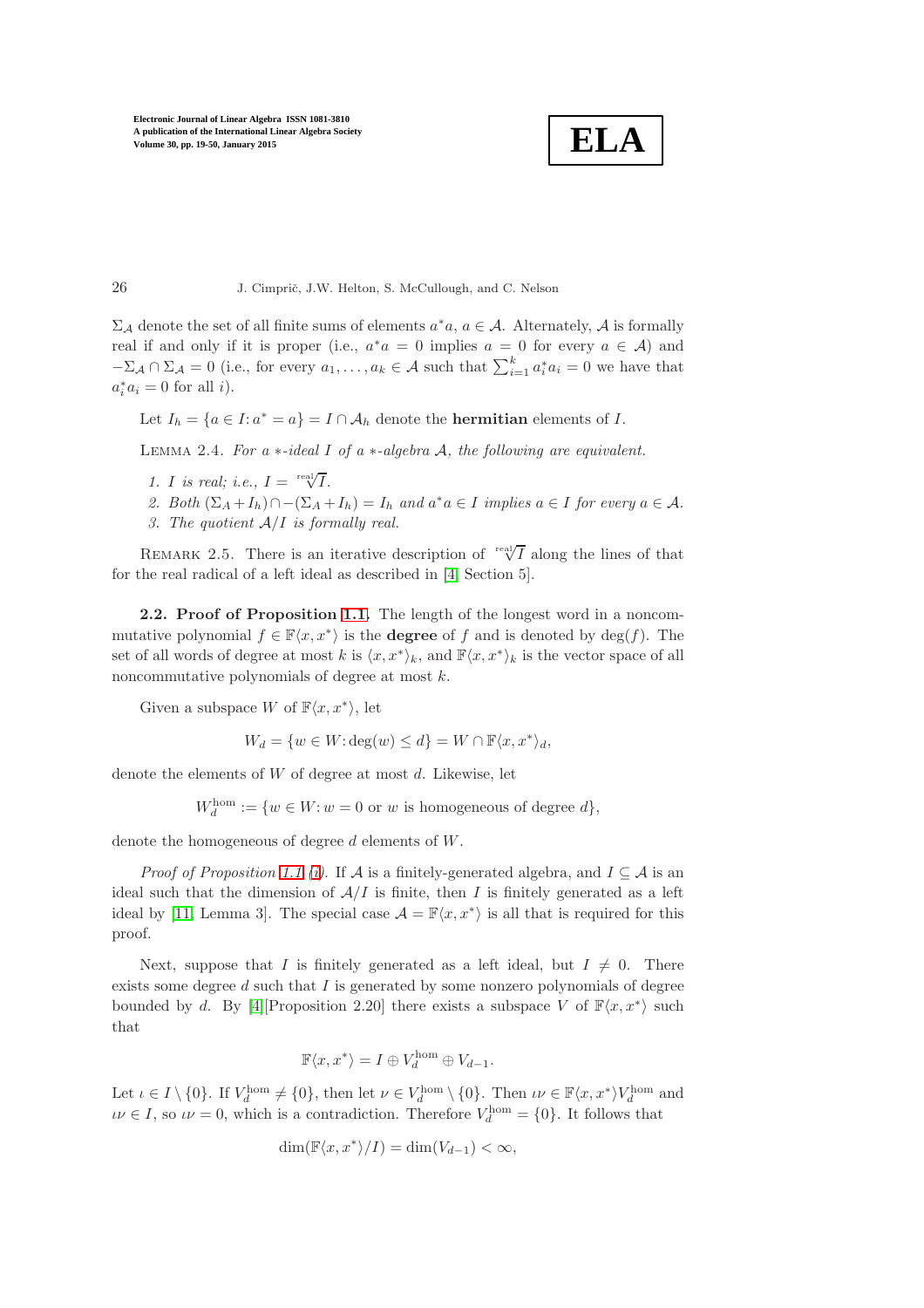$\Sigma_{\mathcal{A}}$ denote the set of all finite sums of elements $a^*a$, $a \in \mathcal{A}$. Alternately, $\mathcal{A}$ is formally real if and only if it is proper (i.e., $a^*a = 0$ implies $a = 0$ for every $a \in \mathcal{A}$) and $-\Sigma_{\mathcal{A}} \cap \Sigma_{\mathcal{A}} = 0$ (i.e., for every $a_1, \ldots, a_k \in \mathcal{A}$ such that $\sum_{i=1}^k a_i^* a_i = 0$ we have that $a_i^* a_i = 0$ for all $i$).

Let $I_h = \{a \in I \colon a^* = a\} = I \cap \mathcal{A}_h$ denote the **hermitian** elements of $I$.

Lemma 2.4. *For a $*$-ideal $I$ of a $*$-algebra $\mathcal{A}$, the following are equivalent.*

1. *$I$ is real; i.e., $I = \sqrt[\text{real}]{I}$.*
2. *Both $(\Sigma_A + I_h) \cap -(\Sigma_A + I_h) = I_h$ and $a^*a \in I$ implies $a \in I$ for every $a \in \mathcal{A}$.*
3. *The quotient $\mathcal{A}/I$ is formally real.*

Remark 2.5. There is an iterative description of $\sqrt[\text{real}]{I}$ along the lines of that for the real radical of a left ideal as described in [4, Section 5].

**2.2. Proof of Proposition 1.1.** The length of the longest word in a noncommutative polynomial $f \in \mathbb{F}\langle x, x^*\rangle$ is the **degree** of $f$ and is denoted by $\deg(f)$. The set of all words of degree at most $k$ is $\langle x, x^*\rangle_k$, and $\mathbb{F}\langle x, x^*\rangle_k$ is the vector space of all noncommutative polynomials of degree at most $k$.

Given a subspace $W$ of $\mathbb{F}\langle x, x^*\rangle$, let

$$W_d = \{w \in W \colon \deg(w) \leq d\} = W \cap \mathbb{F}\langle x, x^*\rangle_d,$$

denote the elements of $W$ of degree at most $d$. Likewise, let

$$W_d^{\text{hom}} := \{w \in W \colon w = 0 \text{ or } w \text{ is homogeneous of degree } d\},$$

denote the homogeneous of degree $d$ elements of $W$.

*Proof of Proposition 1.1 (1).* If $\mathcal{A}$ is a finitely-generated algebra, and $I \subseteq \mathcal{A}$ is an ideal such that the dimension of $\mathcal{A}/I$ is finite, then $I$ is finitely generated as a left ideal by [11, Lemma 3]. The special case $\mathcal{A} = \mathbb{F}\langle x, x^*\rangle$ is all that is required for this proof.

Next, suppose that $I$ is finitely generated as a left ideal, but $I \neq 0$. There exists some degree $d$ such that $I$ is generated by some nonzero polynomials of degree bounded by $d$. By [4][Proposition 2.20] there exists a subspace $V$ of $\mathbb{F}\langle x, x^*\rangle$ such that

$$\mathbb{F}\langle x, x^*\rangle = I \oplus V_d^{\text{hom}} \oplus V_{d-1}.$$

Let $\iota \in I \setminus \{0\}$. If $V_d^{\text{hom}} \neq \{0\}$, then let $\nu \in V_d^{\text{hom}} \setminus \{0\}$. Then $\iota\nu \in \mathbb{F}\langle x, x^*\rangle V_d^{\text{hom}}$ and $\iota\nu \in I$, so $\iota\nu = 0$, which is a contradiction. Therefore $V_d^{\text{hom}} = \{0\}$. It follows that

$$\dim(\mathbb{F}\langle x, x^*\rangle / I) = \dim(V_{d-1}) < \infty,$$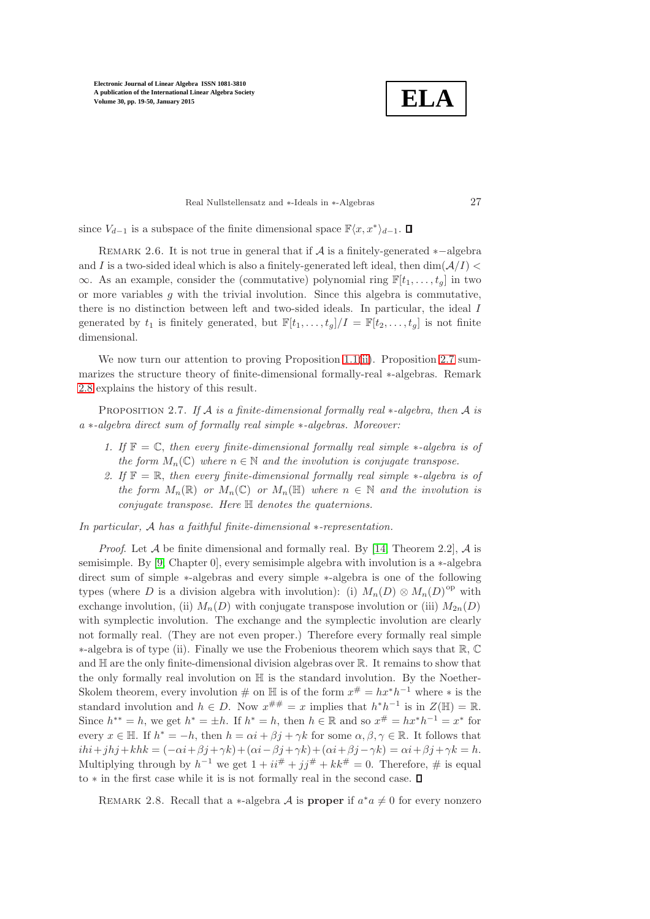since $V_{d-1}$ is a subspace of the finite dimensional space $\mathbb{F}\langle x, x^* \rangle_{d-1}$. $\square$

REMARK 2.6. It is not true in general that if $\mathcal{A}$ is a finitely-generated $*-$algebra and $I$ is a two-sided ideal which is also a finitely-generated left ideal, then $\dim(\mathcal{A}/I) < \infty$. As an example, consider the (commutative) polynomial ring $\mathbb{F}[t_1, \ldots, t_g]$ in two or more variables $g$ with the trivial involution. Since this algebra is commutative, there is no distinction between left and two-sided ideals. In particular, the ideal $I$ generated by $t_1$ is finitely generated, but $\mathbb{F}[t_1, \ldots, t_g]/I = \mathbb{F}[t_2, \ldots, t_g]$ is not finite dimensional.

We now turn our attention to proving Proposition 1.1(ii). Proposition 2.7 summarizes the structure theory of finite-dimensional formally-real $*$-algebras. Remark 2.8 explains the history of this result.

PROPOSITION 2.7. *If $\mathcal{A}$ is a finite-dimensional formally real $*$-algebra, then $\mathcal{A}$ is a $*$-algebra direct sum of formally real simple $*$-algebras. Moreover:*

1. *If $\mathbb{F} = \mathbb{C}$, then every finite-dimensional formally real simple $*$-algebra is of the form $M_n(\mathbb{C})$ where $n \in \mathbb{N}$ and the involution is conjugate transpose.*
2. *If $\mathbb{F} = \mathbb{R}$, then every finite-dimensional formally real simple $*$-algebra is of the form $M_n(\mathbb{R})$ or $M_n(\mathbb{C})$ or $M_n(\mathbb{H})$ where $n \in \mathbb{N}$ and the involution is conjugate transpose. Here $\mathbb{H}$ denotes the quaternions.*

*In particular, $\mathcal{A}$ has a faithful finite-dimensional $*$-representation.*

*Proof.* Let $\mathcal{A}$ be finite dimensional and formally real. By [14, Theorem 2.2], $\mathcal{A}$ is semisimple. By [9, Chapter 0], every semisimple algebra with involution is a $*$-algebra direct sum of simple $*$-algebras and every simple $*$-algebra is one of the following types (where $D$ is a division algebra with involution): (i) $M_n(D) \otimes M_n(D)^{\text{op}}$ with exchange involution, (ii) $M_n(D)$ with conjugate transpose involution or (iii) $M_{2n}(D)$ with symplectic involution. The exchange and the symplectic involution are clearly not formally real. (They are not even proper.) Therefore every formally real simple $*$-algebra is of type (ii). Finally we use the Frobenious theorem which says that $\mathbb{R}$, $\mathbb{C}$ and $\mathbb{H}$ are the only finite-dimensional division algebras over $\mathbb{R}$. It remains to show that the only formally real involution on $\mathbb{H}$ is the standard involution. By the Noether-Skolem theorem, every involution $\#$ on $\mathbb{H}$ is of the form $x^\# = hx^*h^{-1}$ where $*$ is the standard involution and $h \in D$. Now $x^{\#\#} = x$ implies that $h^*h^{-1}$ is in $Z(\mathbb{H}) = \mathbb{R}$. Since $h^{**} = h$, we get $h^* = \pm h$. If $h^* = h$, then $h \in \mathbb{R}$ and so $x^\# = hx^*h^{-1} = x^*$ for every $x \in \mathbb{H}$. If $h^* = -h$, then $h = \alpha i + \beta j + \gamma k$ for some $\alpha, \beta, \gamma \in \mathbb{R}$. It follows that $ihi + jhj + khk = (-\alpha i + \beta j + \gamma k) + (\alpha i - \beta j + \gamma k) + (\alpha i + \beta j - \gamma k) = \alpha i + \beta j + \gamma k = h$. Multiplying through by $h^{-1}$ we get $1 + ii^\# + jj^\# + kk^\# = 0$. Therefore, $\#$ is equal to $*$ in the first case while it is is not formally real in the second case. $\square$

REMARK 2.8. Recall that a $*$-algebra $\mathcal{A}$ is **proper** if $a^*a \neq 0$ for every nonzero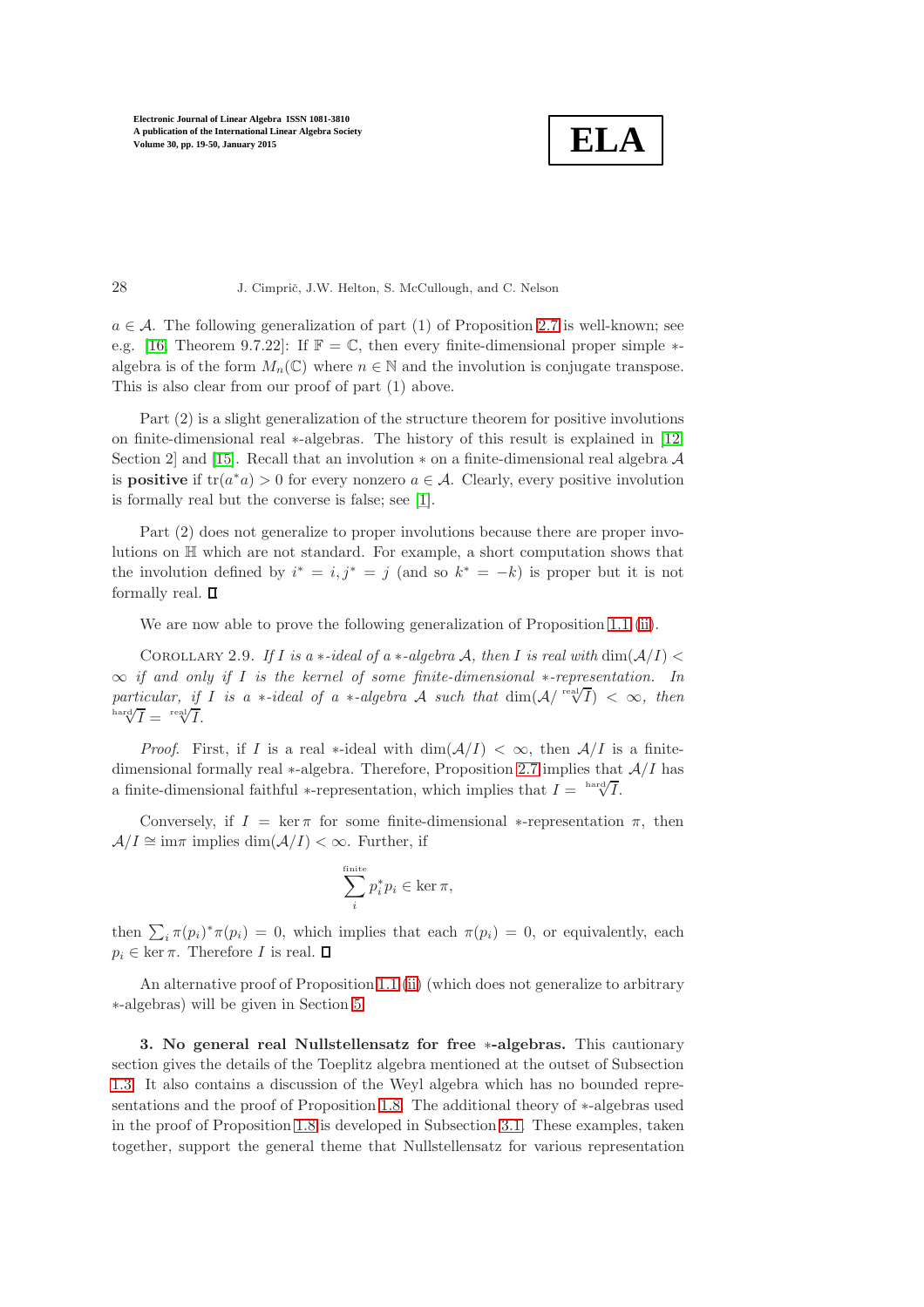$a \in \mathcal{A}$. The following generalization of part (1) of Proposition 2.7 is well-known; see e.g. [16, Theorem 9.7.22]: If $\mathbb{F} = \mathbb{C}$, then every finite-dimensional proper simple $*$-algebra is of the form $M_n(\mathbb{C})$ where $n \in \mathbb{N}$ and the involution is conjugate transpose. This is also clear from our proof of part (1) above.

Part (2) is a slight generalization of the structure theorem for positive involutions on finite-dimensional real $*$-algebras. The history of this result is explained in [12, Section 2] and [15]. Recall that an involution $*$ on a finite-dimensional real algebra $\mathcal{A}$ is **positive** if $\operatorname{tr}(a^*a) > 0$ for every nonzero $a \in \mathcal{A}$. Clearly, every positive involution is formally real but the converse is false; see [1].

Part (2) does not generalize to proper involutions because there are proper involutions on $\mathbb{H}$ which are not standard. For example, a short computation shows that the involution defined by $i^* = i, j^* = j$ (and so $k^* = -k$) is proper but it is not formally real. $\square$

We are now able to prove the following generalization of Proposition 1.1 (ii).

Corollary 2.9. *If $I$ is a $*$-ideal of a $*$-algebra $\mathcal{A}$, then $I$ is real with $\dim(\mathcal{A}/I) < \infty$ if and only if $I$ is the kernel of some finite-dimensional $*$-representation. In particular, if $I$ is a $*$-ideal of a $*$-algebra $\mathcal{A}$ such that $\dim(\mathcal{A}/\sqrt[\text{real}]{I}) < \infty$, then $\sqrt[\text{hard}]{I} = \sqrt[\text{real}]{I}$.*

*Proof.* First, if $I$ is a real $*$-ideal with $\dim(\mathcal{A}/I) < \infty$, then $\mathcal{A}/I$ is a finite-dimensional formally real $*$-algebra. Therefore, Proposition 2.7 implies that $\mathcal{A}/I$ has a finite-dimensional faithful $*$-representation, which implies that $I = \sqrt[\text{hard}]{I}$.

Conversely, if $I = \ker \pi$ for some finite-dimensional $*$-representation $\pi$, then $\mathcal{A}/I \cong \operatorname{im}\pi$ implies $\dim(\mathcal{A}/I) < \infty$. Further, if

$$\sum_i^{\text{finite}} p_i^* p_i \in \ker \pi,$$

then $\sum_i \pi(p_i)^*\pi(p_i) = 0$, which implies that each $\pi(p_i) = 0$, or equivalently, each $p_i \in \ker \pi$. Therefore $I$ is real. $\square$

An alternative proof of Proposition 1.1 (ii) (which does not generalize to arbitrary $*$-algebras) will be given in Section 5.

**3. No general real Nullstellensatz for free $*$-algebras.** This cautionary section gives the details of the Toeplitz algebra mentioned at the outset of Subsection 1.3. It also contains a discussion of the Weyl algebra which has no bounded representations and the proof of Proposition 1.8. The additional theory of $*$-algebras used in the proof of Proposition 1.8 is developed in Subsection 3.1. These examples, taken together, support the general theme that Nullstellensatz for various representation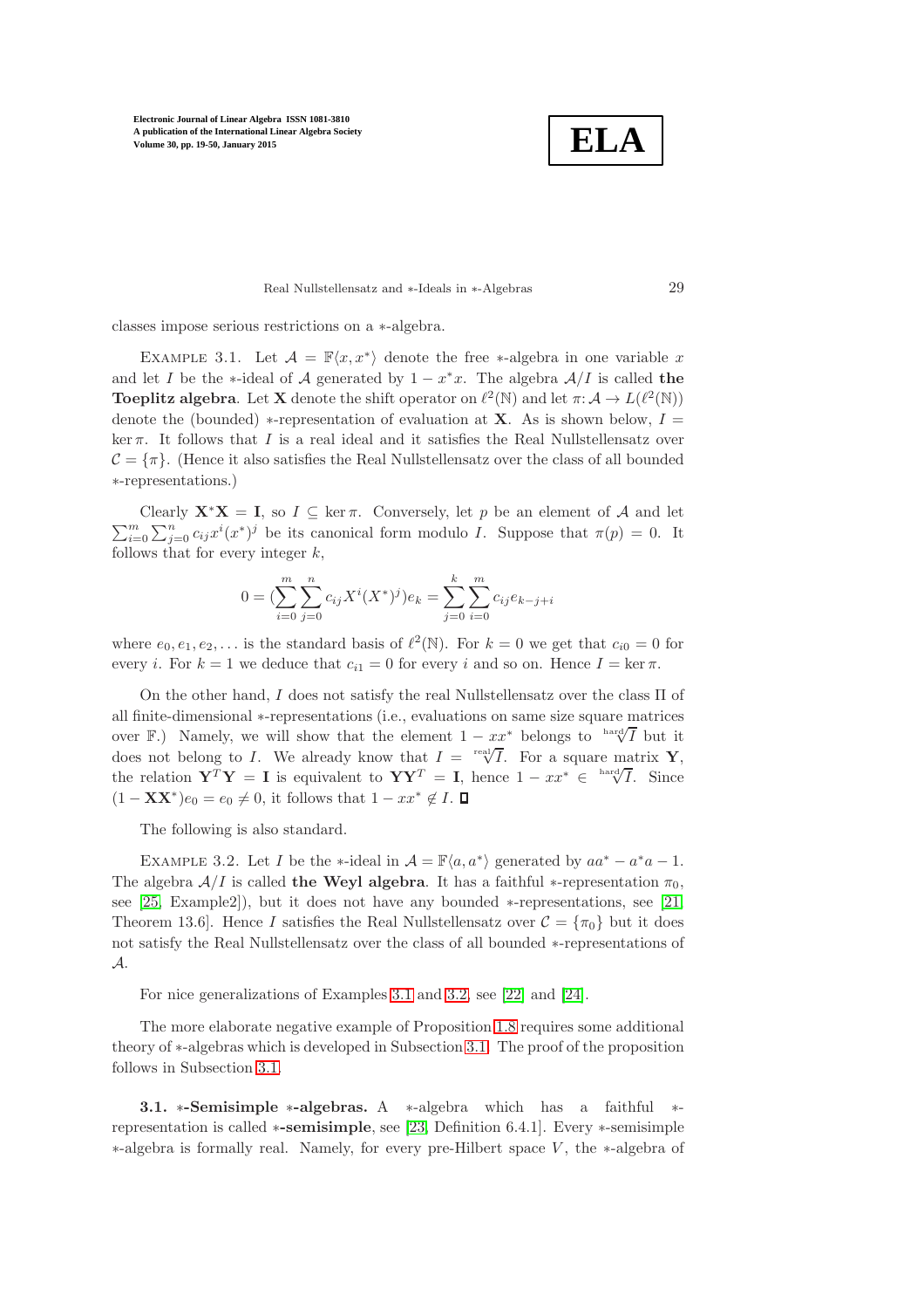classes impose serious restrictions on a $*$-algebra.

EXAMPLE 3.1. Let $\mathcal{A} = \mathbb{F}\langle x, x^* \rangle$ denote the free $*$-algebra in one variable $x$ and let $I$ be the $*$-ideal of $\mathcal{A}$ generated by $1 - x^*x$. The algebra $\mathcal{A}/I$ is called **the Toeplitz algebra**. Let $\mathbf{X}$ denote the shift operator on $\ell^2(\mathbb{N})$ and let $\pi \colon \mathcal{A} \to L(\ell^2(\mathbb{N}))$ denote the (bounded) $*$-representation of evaluation at $\mathbf{X}$. As is shown below, $I = \ker \pi$. It follows that $I$ is a real ideal and it satisfies the Real Nullstellensatz over $\mathcal{C} = \{\pi\}$. (Hence it also satisfies the Real Nullstellensatz over the class of all bounded $*$-representations.)

Clearly $\mathbf{X}^*\mathbf{X} = \mathbf{I}$, so $I \subseteq \ker \pi$. Conversely, let $p$ be an element of $\mathcal{A}$ and let $\sum_{i=0}^{m} \sum_{j=0}^{n} c_{ij} x^i (x^*)^j$ be its canonical form modulo $I$. Suppose that $\pi(p) = 0$. It follows that for every integer $k$,

$$0 = (\sum_{i=0}^{m} \sum_{j=0}^{n} c_{ij} X^i (X^*)^j) e_k = \sum_{j=0}^{k} \sum_{i=0}^{m} c_{ij} e_{k-j+i}$$

where $e_0, e_1, e_2, \ldots$ is the standard basis of $\ell^2(\mathbb{N})$. For $k = 0$ we get that $c_{i0} = 0$ for every $i$. For $k = 1$ we deduce that $c_{i1} = 0$ for every $i$ and so on. Hence $I = \ker \pi$.

On the other hand, $I$ does not satisfy the real Nullstellensatz over the class $\Pi$ of all finite-dimensional $*$-representations (i.e., evaluations on same size square matrices over $\mathbb{F}$.) Namely, we will show that the element $1 - xx^*$ belongs to $\sqrt[\text{hard}]{I}$ but it does not belong to $I$. We already know that $I = \sqrt[\text{real}]{I}$. For a square matrix $\mathbf{Y}$, the relation $\mathbf{Y}^T\mathbf{Y} = \mathbf{I}$ is equivalent to $\mathbf{Y}\mathbf{Y}^T = \mathbf{I}$, hence $1 - xx^* \in \sqrt[\text{hard}]{I}$. Since $(1 - \mathbf{X}\mathbf{X}^*)e_0 = e_0 \neq 0$, it follows that $1 - xx^* \notin I$. ∎

The following is also standard.

EXAMPLE 3.2. Let $I$ be the $*$-ideal in $\mathcal{A} = \mathbb{F}\langle a, a^* \rangle$ generated by $aa^* - a^*a - 1$. The algebra $\mathcal{A}/I$ is called **the Weyl algebra**. It has a faithful $*$-representation $\pi_0$, see [25, Example2]), but it does not have any bounded $*$-representations, see [21, Theorem 13.6]. Hence $I$ satisfies the Real Nullstellensatz over $\mathcal{C} = \{\pi_0\}$ but it does not satisfy the Real Nullstellensatz over the class of all bounded $*$-representations of $\mathcal{A}$.

For nice generalizations of Examples 3.1 and 3.2, see [22] and [24].

The more elaborate negative example of Proposition 1.8 requires some additional theory of $*$-algebras which is developed in Subsection 3.1. The proof of the proposition follows in Subsection 3.1.

**3.1. $*$-Semisimple $*$-algebras.** A $*$-algebra which has a faithful $*$-representation is called **$*$-semisimple**, see [23, Definition 6.4.1]. Every $*$-semisimple $*$-algebra is formally real. Namely, for every pre-Hilbert space $V$, the $*$-algebra of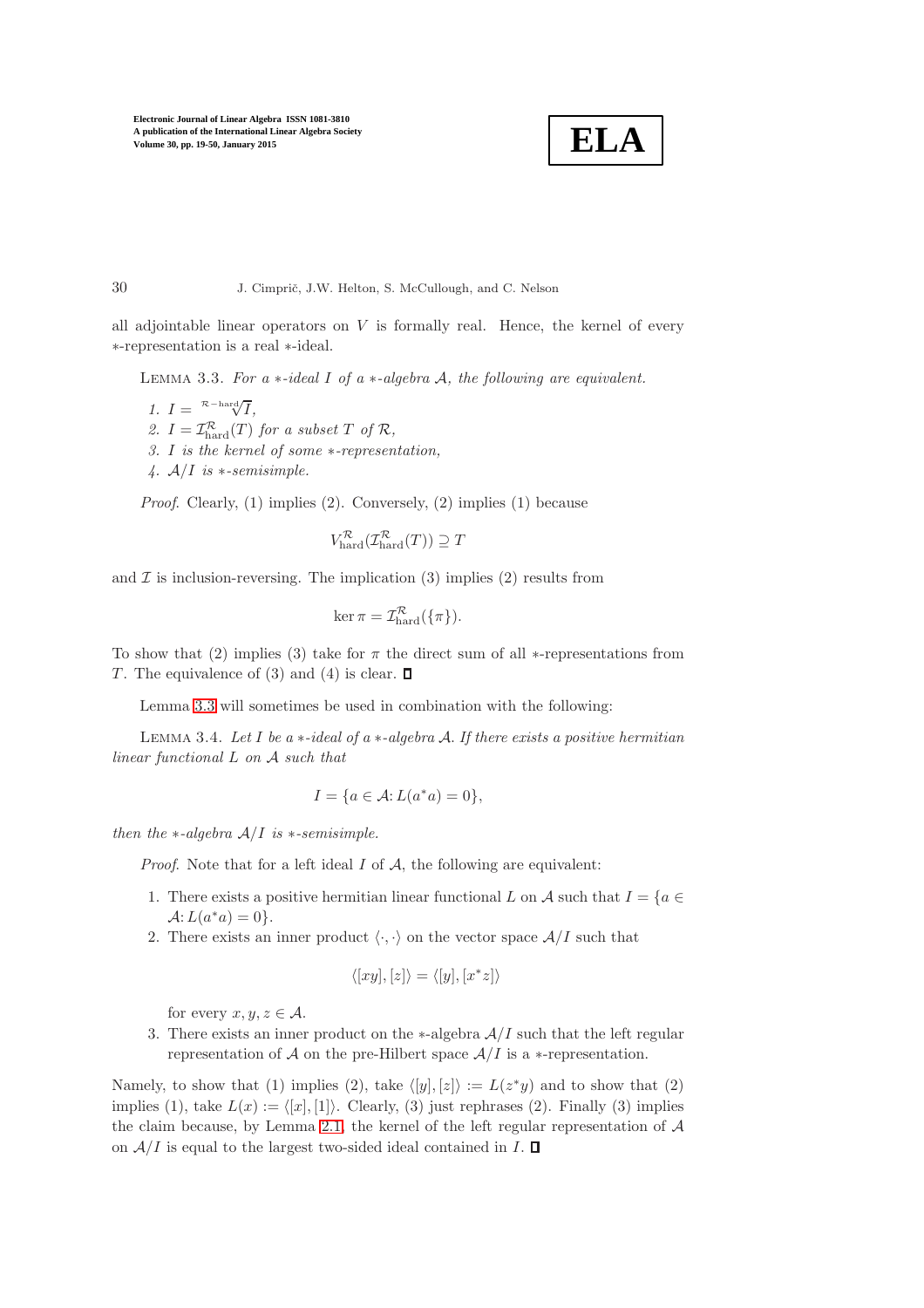all adjointable linear operators on $V$ is formally real. Hence, the kernel of every $*$-representation is a real $*$-ideal.

LEMMA 3.3. *For a $*$-ideal $I$ of a $*$-algebra $\mathcal{A}$, the following are equivalent.*

1. $I = \sqrt[\mathcal{R}-\mathrm{hard}]{I}$,
2. $I = \mathcal{I}^{\mathcal{R}}_{\mathrm{hard}}(T)$ *for a subset $T$ of $\mathcal{R}$,*
3. *$I$ is the kernel of some $*$-representation,*
4. *$\mathcal{A}/I$ is $*$-semisimple.*

*Proof.* Clearly, (1) implies (2). Conversely, (2) implies (1) because

$$V^{\mathcal{R}}_{\mathrm{hard}}(\mathcal{I}^{\mathcal{R}}_{\mathrm{hard}}(T)) \supseteq T$$

and $\mathcal{I}$ is inclusion-reversing. The implication (3) implies (2) results from

$$\ker \pi = \mathcal{I}^{\mathcal{R}}_{\mathrm{hard}}(\{\pi\}).$$

To show that (2) implies (3) take for $\pi$ the direct sum of all $*$-representations from $T$. The equivalence of (3) and (4) is clear. $\square$

Lemma 3.3 will sometimes be used in combination with the following:

LEMMA 3.4. *Let $I$ be a $*$-ideal of a $*$-algebra $\mathcal{A}$. If there exists a positive hermitian linear functional $L$ on $\mathcal{A}$ such that*

$$I = \{a \in \mathcal{A} \colon L(a^*a) = 0\},$$

*then the $*$-algebra $\mathcal{A}/I$ is $*$-semisimple.*

*Proof.* Note that for a left ideal $I$ of $\mathcal{A}$, the following are equivalent:

1. There exists a positive hermitian linear functional $L$ on $\mathcal{A}$ such that $I = \{a \in \mathcal{A} \colon L(a^*a) = 0\}$.
2. There exists an inner product $\langle \cdot, \cdot \rangle$ on the vector space $\mathcal{A}/I$ such that

$$\langle [xy], [z] \rangle = \langle [y], [x^*z] \rangle$$

   for every $x, y, z \in \mathcal{A}$.
3. There exists an inner product on the $*$-algebra $\mathcal{A}/I$ such that the left regular representation of $\mathcal{A}$ on the pre-Hilbert space $\mathcal{A}/I$ is a $*$-representation.

Namely, to show that (1) implies (2), take $\langle [y], [z] \rangle := L(z^*y)$ and to show that (2) implies (1), take $L(x) := \langle [x], [1] \rangle$. Clearly, (3) just rephrases (2). Finally (3) implies the claim because, by Lemma 2.1, the kernel of the left regular representation of $\mathcal{A}$ on $\mathcal{A}/I$ is equal to the largest two-sided ideal contained in $I$. $\square$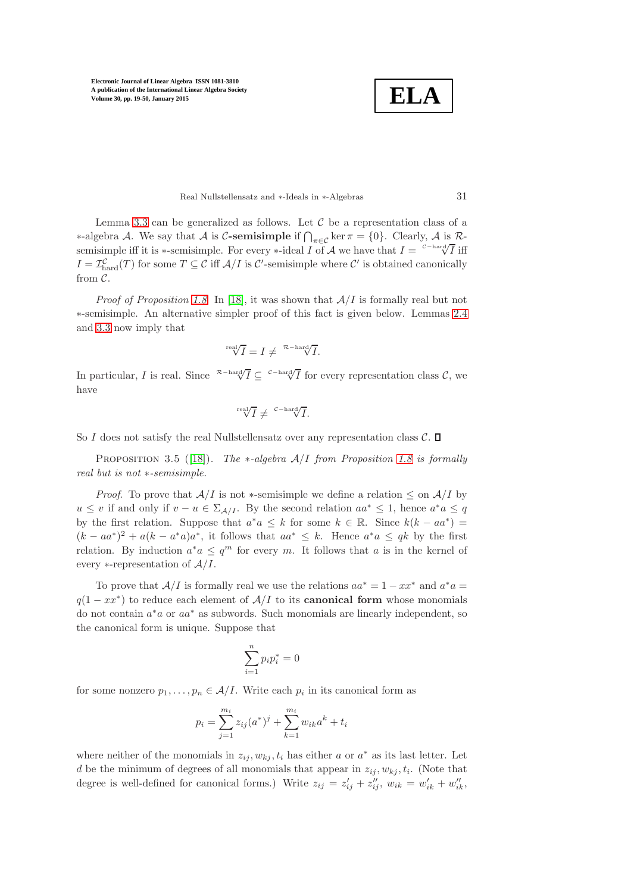Lemma 3.3 can be generalized as follows. Let $\mathcal{C}$ be a representation class of a $*$-algebra $\mathcal{A}$. We say that $\mathcal{A}$ is **$\mathcal{C}$-semisimple** if $\bigcap_{\pi\in\mathcal{C}} \ker \pi = \{0\}$. Clearly, $\mathcal{A}$ is $\mathcal{R}$-semisimple iff it is $*$-semisimple. For every $*$-ideal $I$ of $\mathcal{A}$ we have that $I = \sqrt[\mathcal{C}-\text{hard}]{I}$ iff $I = \mathcal{I}^{\mathcal{C}}_{\text{hard}}(T)$ for some $T \subseteq \mathcal{C}$ iff $\mathcal{A}/I$ is $\mathcal{C}'$-semisimple where $\mathcal{C}'$ is obtained canonically from $\mathcal{C}$.

*Proof of Proposition 1.8.* In [18], it was shown that $\mathcal{A}/I$ is formally real but not $*$-semisimple. An alternative simpler proof of this fact is given below. Lemmas 2.4 and 3.3 now imply that

$$\sqrt[\text{real}]{I} = I \neq \sqrt[\mathcal{R}-\text{hard}]{I}.$$

In particular, $I$ is real. Since $\sqrt[\mathcal{R}-\text{hard}]{I} \subseteq \sqrt[\mathcal{C}-\text{hard}]{I}$ for every representation class $\mathcal{C}$, we have

$$\sqrt[\text{real}]{I} \neq \sqrt[\mathcal{C}-\text{hard}]{I}.$$

So $I$ does not satisfy the real Nullstellensatz over any representation class $\mathcal{C}$. $\square$

Proposition 3.5 ([18]). *The $*$-algebra $\mathcal{A}/I$ from Proposition 1.8 is formally real but is not $*$-semisimple.*

*Proof.* To prove that $\mathcal{A}/I$ is not $*$-semisimple we define a relation $\leq$ on $\mathcal{A}/I$ by $u \leq v$ if and only if $v - u \in \Sigma_{\mathcal{A}/I}$. By the second relation $aa^* \leq 1$, hence $a^*a \leq q$ by the first relation. Suppose that $a^*a \leq k$ for some $k \in \mathbb{R}$. Since $k(k - aa^*) = (k - aa^*)^2 + a(k - a^*a)a^*$, it follows that $aa^* \leq k$. Hence $a^*a \leq qk$ by the first relation. By induction $a^*a \leq q^m$ for every $m$. It follows that $a$ is in the kernel of every $*$-representation of $\mathcal{A}/I$.

To prove that $\mathcal{A}/I$ is formally real we use the relations $aa^* = 1 - xx^*$ and $a^*a = q(1 - xx^*)$ to reduce each element of $\mathcal{A}/I$ to its **canonical form** whose monomials do not contain $a^*a$ or $aa^*$ as subwords. Such monomials are linearly independent, so the canonical form is unique. Suppose that

$$\sum_{i=1}^{n} p_i p_i^* = 0$$

for some nonzero $p_1, \ldots, p_n \in \mathcal{A}/I$. Write each $p_i$ in its canonical form as

$$p_i = \sum_{j=1}^{m_i} z_{ij} (a^*)^j + \sum_{k=1}^{m_i} w_{ik} a^k + t_i$$

where neither of the monomials in $z_{ij}, w_{kj}, t_i$ has either $a$ or $a^*$ as its last letter. Let $d$ be the minimum of degrees of all monomials that appear in $z_{ij}, w_{kj}, t_i$. (Note that degree is well-defined for canonical forms.) Write $z_{ij} = z'_{ij} + z''_{ij}$, $w_{ik} = w'_{ik} + w''_{ik}$,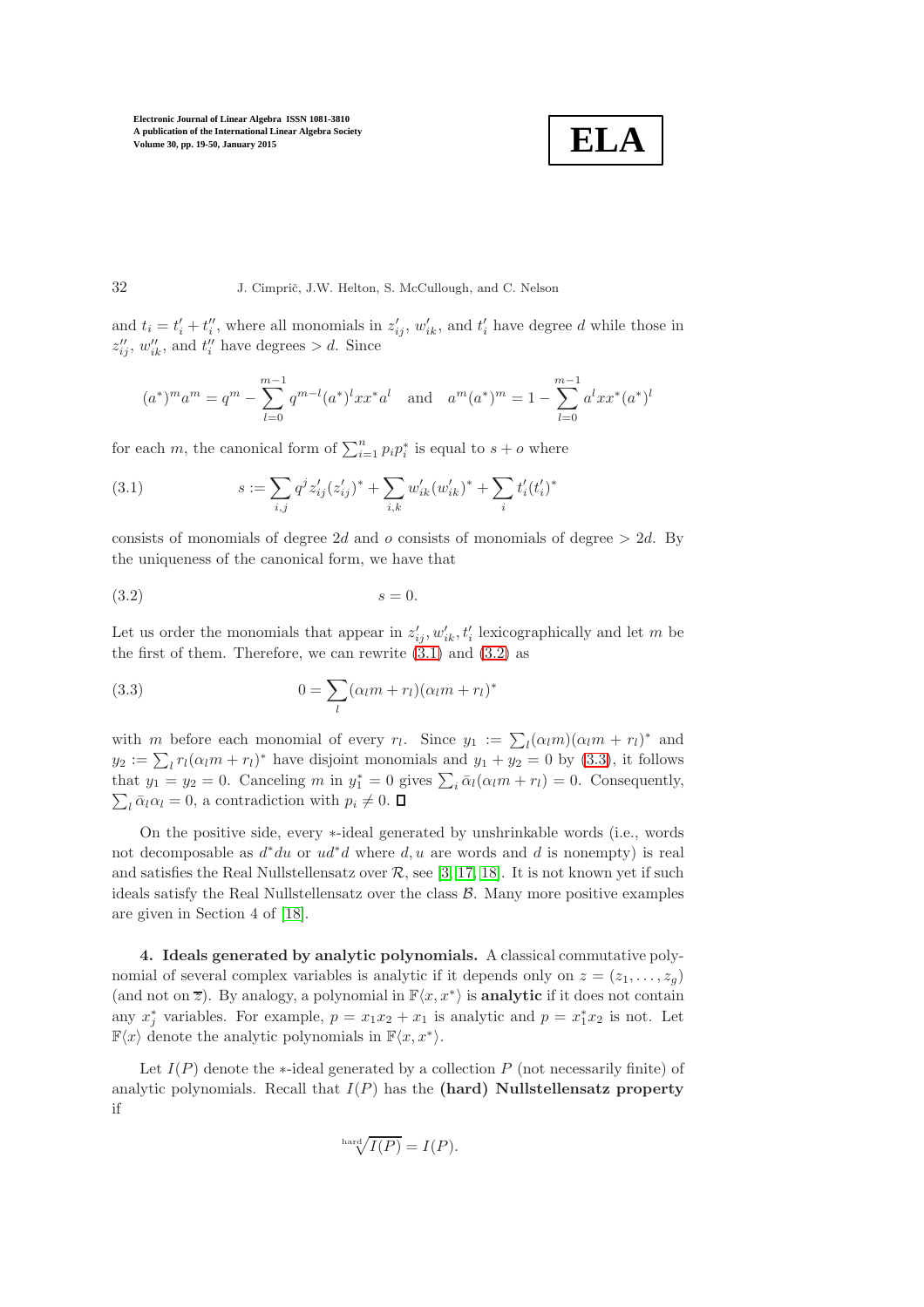and $t_i = t_i' + t_i''$, where all monomials in $z_{ij}'$, $w_{ik}'$, and $t_i'$ have degree $d$ while those in $z_{ij}''$, $w_{ik}''$, and $t_i''$ have degrees $> d$. Since

$$(a^*)^m a^m = q^m - \sum_{l=0}^{m-1} q^{m-l}(a^*)^l x x^* a^l \quad \text{and} \quad a^m (a^*)^m = 1 - \sum_{l=0}^{m-1} a^l x x^* (a^*)^l$$

for each $m$, the canonical form of $\sum_{i=1}^n p_i p_i^*$ is equal to $s + o$ where

$$s := \sum_{i,j} q^j z_{ij}'(z_{ij}')^* + \sum_{i,k} w_{ik}'(w_{ik}')^* + \sum_i t_i'(t_i')^* \tag{3.1}$$

consists of monomials of degree $2d$ and $o$ consists of monomials of degree $> 2d$. By the uniqueness of the canonical form, we have that

$$s = 0. \tag{3.2}$$

Let us order the monomials that appear in $z_{ij}', w_{ik}', t_i'$ lexicographically and let $m$ be the first of them. Therefore, we can rewrite (3.1) and (3.2) as

$$0 = \sum_l (\alpha_l m + r_l)(\alpha_l m + r_l)^* \tag{3.3}$$

with $m$ before each monomial of every $r_l$. Since $y_1 := \sum_l (\alpha_l m)(\alpha_l m + r_l)^*$ and $y_2 := \sum_l r_l(\alpha_l m + r_l)^*$ have disjoint monomials and $y_1 + y_2 = 0$ by (3.3), it follows that $y_1 = y_2 = 0$. Canceling $m$ in $y_1^* = 0$ gives $\sum_i \bar{\alpha}_l(\alpha_l m + r_l) = 0$. Consequently, $\sum_l \bar{\alpha}_l \alpha_l = 0$, a contradiction with $p_i \neq 0$. ∎

On the positive side, every $*$-ideal generated by unshrinkable words (i.e., words not decomposable as $d^* du$ or $ud^*d$ where $d, u$ are words and $d$ is nonempty) is real and satisfies the Real Nullstellensatz over $\mathcal{R}$, see [3, 17, 18]. It is not known yet if such ideals satisfy the Real Nullstellensatz over the class $\mathcal{B}$. Many more positive examples are given in Section 4 of [18].

## 4. Ideals generated by analytic polynomials.

A classical commutative polynomial of several complex variables is analytic if it depends only on $z = (z_1, \dots, z_g)$ (and not on $\overline{z}$). By analogy, a polynomial in $\mathbb{F}\langle x, x^* \rangle$ is **analytic** if it does not contain any $x_j^*$ variables. For example, $p = x_1 x_2 + x_1$ is analytic and $p = x_1^* x_2$ is not. Let $\mathbb{F}\langle x \rangle$ denote the analytic polynomials in $\mathbb{F}\langle x, x^* \rangle$.

Let $I(P)$ denote the $*$-ideal generated by a collection $P$ (not necessarily finite) of analytic polynomials. Recall that $I(P)$ has the **(hard) Nullstellensatz property** if

$$\sqrt[\text{hard}]{I(P)} = I(P).$$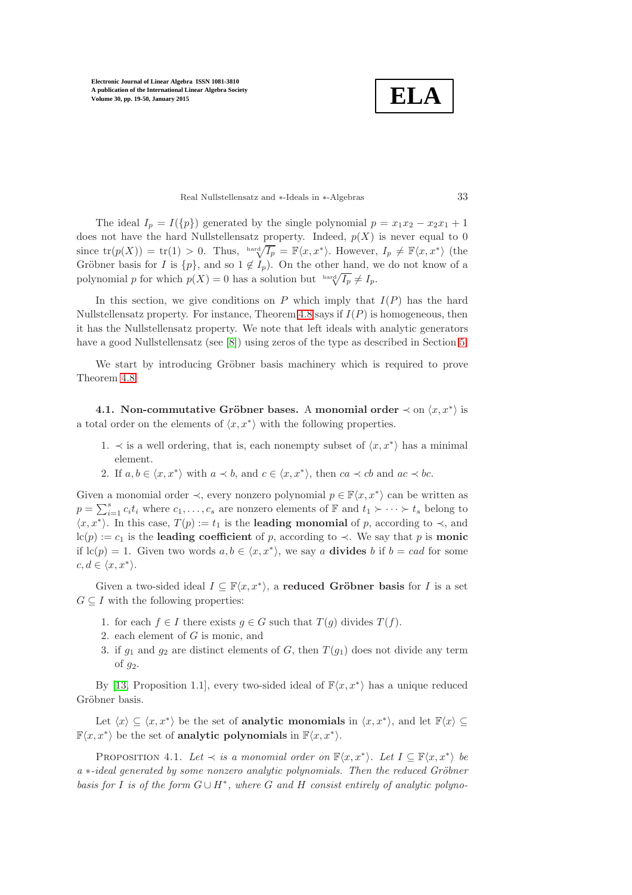The ideal $I_p = I(\{p\})$ generated by the single polynomial $p = x_1x_2 - x_2x_1 + 1$ does not have the hard Nullstellensatz property. Indeed, $p(X)$ is never equal to 0 since $\mathrm{tr}(p(X)) = \mathrm{tr}(1) > 0$. Thus, $\sqrt[\mathrm{hard}]{I_p} = \mathbb{F}\langle x, x^*\rangle$. However, $I_p \neq \mathbb{F}\langle x, x^*\rangle$ (the Gröbner basis for $I$ is $\{p\}$, and so $1 \notin I_p$). On the other hand, we do not know of a polynomial $p$ for which $p(X) = 0$ has a solution but $\sqrt[\mathrm{hard}]{I_p} \neq I_p$.

In this section, we give conditions on $P$ which imply that $I(P)$ has the hard Nullstellensatz property. For instance, Theorem 4.8 says if $I(P)$ is homogeneous, then it has the Nullstellensatz property. We note that left ideals with analytic generators have a good Nullstellensatz (see [8]) using zeros of the type as described in Section 5.

We start by introducing Gröbner basis machinery which is required to prove Theorem 4.8.

**4.1. Non-commutative Gröbner bases.** A **monomial order** $\prec$ on $\langle x, x^*\rangle$ is a total order on the elements of $\langle x, x^*\rangle$ with the following properties.

1. $\prec$ is a well ordering, that is, each nonempty subset of $\langle x, x^*\rangle$ has a minimal element.
2. If $a, b \in \langle x, x^*\rangle$ with $a \prec b$, and $c \in \langle x, x^*\rangle$, then $ca \prec cb$ and $ac \prec bc$.

Given a monomial order $\prec$, every nonzero polynomial $p \in \mathbb{F}\langle x, x^*\rangle$ can be written as $p = \sum_{i=1}^{s} c_i t_i$ where $c_1, \ldots, c_s$ are nonzero elements of $\mathbb{F}$ and $t_1 \succ \cdots \succ t_s$ belong to $\langle x, x^*\rangle$. In this case, $T(p) := t_1$ is the **leading monomial** of $p$, according to $\prec$, and $\mathrm{lc}(p) := c_1$ is the **leading coefficient** of $p$, according to $\prec$. We say that $p$ is **monic** if $\mathrm{lc}(p) = 1$. Given two words $a, b \in \langle x, x^*\rangle$, we say $a$ **divides** $b$ if $b = cad$ for some $c, d \in \langle x, x^*\rangle$.

Given a two-sided ideal $I \subseteq \mathbb{F}\langle x, x^*\rangle$, a **reduced Gröbner basis** for $I$ is a set $G \subseteq I$ with the following properties:

1. for each $f \in I$ there exists $g \in G$ such that $T(g)$ divides $T(f)$.
2. each element of $G$ is monic, and
3. if $g_1$ and $g_2$ are distinct elements of $G$, then $T(g_1)$ does not divide any term of $g_2$.

By [13, Proposition 1.1], every two-sided ideal of $\mathbb{F}\langle x, x^*\rangle$ has a unique reduced Gröbner basis.

Let $\langle x\rangle \subseteq \langle x, x^*\rangle$ be the set of **analytic monomials** in $\langle x, x^*\rangle$, and let $\mathbb{F}\langle x\rangle \subseteq \mathbb{F}\langle x, x^*\rangle$ be the set of **analytic polynomials** in $\mathbb{F}\langle x, x^*\rangle$.

Proposition 4.1. *Let $\prec$ is a monomial order on $\mathbb{F}\langle x, x^*\rangle$. Let $I \subseteq \mathbb{F}\langle x, x^*\rangle$ be a $*$-ideal generated by some nonzero analytic polynomials. Then the reduced Gröbner basis for $I$ is of the form $G \cup H^*$, where $G$ and $H$ consist entirely of analytic polyno-*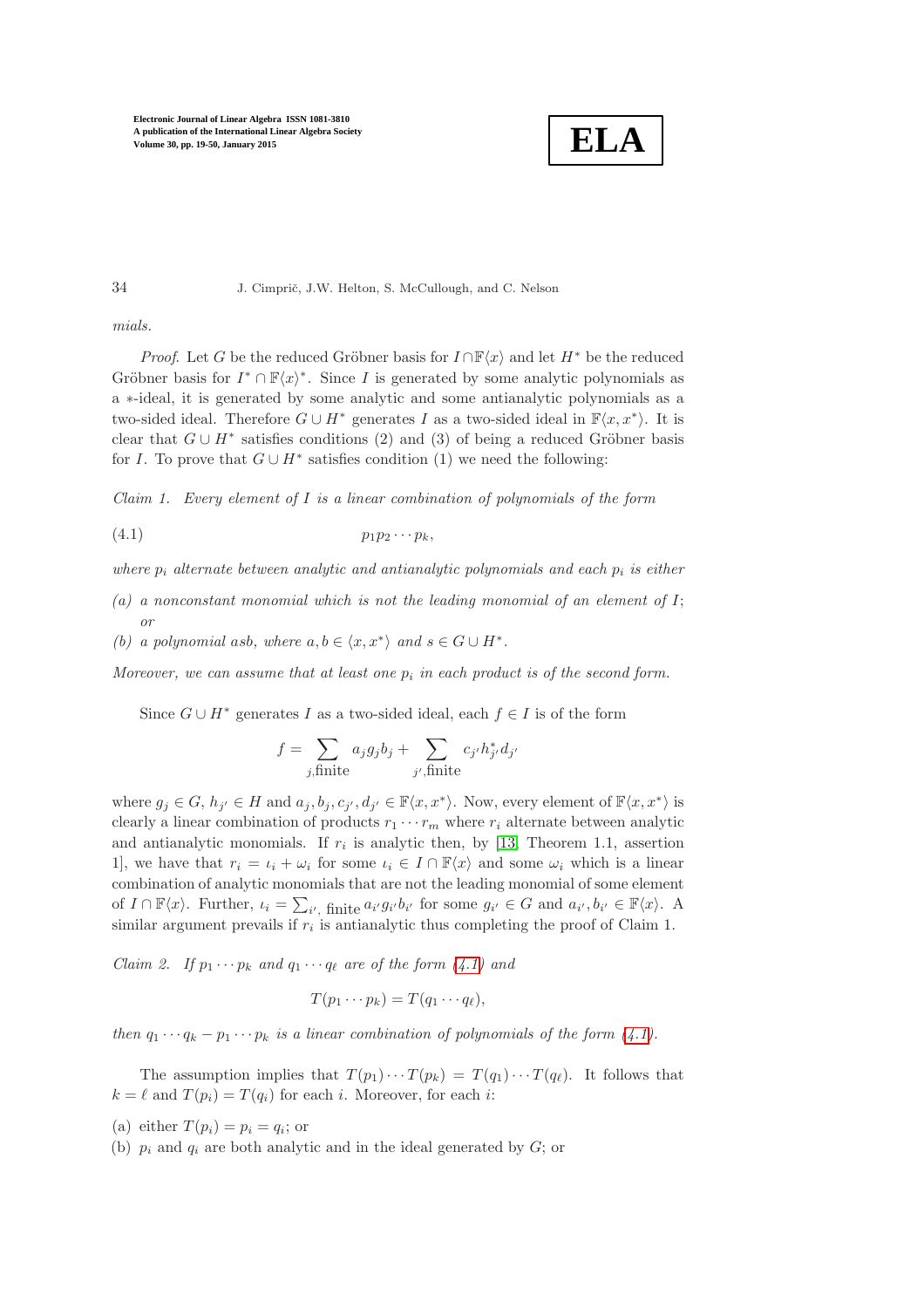mials.

*Proof*. Let $G$ be the reduced Gröbner basis for $I \cap \mathbb{F}\langle x \rangle$ and let $H^*$ be the reduced Gröbner basis for $I^* \cap \mathbb{F}\langle x \rangle^*$. Since $I$ is generated by some analytic polynomials as a $*$-ideal, it is generated by some analytic and some antianalytic polynomials as a two-sided ideal. Therefore $G \cup H^*$ generates $I$ as a two-sided ideal in $\mathbb{F}\langle x, x^* \rangle$. It is clear that $G \cup H^*$ satisfies conditions (2) and (3) of being a reduced Gröbner basis for $I$. To prove that $G \cup H^*$ satisfies condition (1) we need the following:

*Claim 1. Every element of $I$ is a linear combination of polynomials of the form*

$$p_1 p_2 \cdots p_k, \tag{4.1}$$

*where $p_i$ alternate between analytic and antianalytic polynomials and each $p_i$ is either*

*(a) a nonconstant monomial which is not the leading monomial of an element of $I$; or*

*(b) a polynomial $asb$, where $a, b \in \langle x, x^* \rangle$ and $s \in G \cup H^*$.*

*Moreover, we can assume that at least one $p_i$ in each product is of the second form.*

Since $G \cup H^*$ generates $I$ as a two-sided ideal, each $f \in I$ is of the form

$$f = \sum_{j,\text{finite}} a_j g_j b_j + \sum_{j',\text{finite}} c_{j'} h_{j'}^* d_{j'}$$

where $g_j \in G$, $h_{j'} \in H$ and $a_j, b_j, c_{j'}, d_{j'} \in \mathbb{F}\langle x, x^* \rangle$. Now, every element of $\mathbb{F}\langle x, x^* \rangle$ is clearly a linear combination of products $r_1 \cdots r_m$ where $r_i$ alternate between analytic and antianalytic monomials. If $r_i$ is analytic then, by [13, Theorem 1.1, assertion 1], we have that $r_i = \iota_i + \omega_i$ for some $\iota_i \in I \cap \mathbb{F}\langle x \rangle$ and some $\omega_i$ which is a linear combination of analytic monomials that are not the leading monomial of some element of $I \cap \mathbb{F}\langle x \rangle$. Further, $\iota_i = \sum_{i', \text{ finite}} a_{i'} g_{i'} b_{i'}$ for some $g_{i'} \in G$ and $a_{i'}, b_{i'} \in \mathbb{F}\langle x \rangle$. A similar argument prevails if $r_i$ is antianalytic thus completing the proof of Claim 1.

*Claim 2. If $p_1 \cdots p_k$ and $q_1 \cdots q_\ell$ are of the form (4.1) and*

$$T(p_1 \cdots p_k) = T(q_1 \cdots q_\ell),$$

*then $q_1 \cdots q_k - p_1 \cdots p_k$ is a linear combination of polynomials of the form (4.1).*

The assumption implies that $T(p_1) \cdots T(p_k) = T(q_1) \cdots T(q_\ell)$. It follows that $k = \ell$ and $T(p_i) = T(q_i)$ for each $i$. Moreover, for each $i$:

(a) either $T(p_i) = p_i = q_i$; or

(b) $p_i$ and $q_i$ are both analytic and in the ideal generated by $G$; or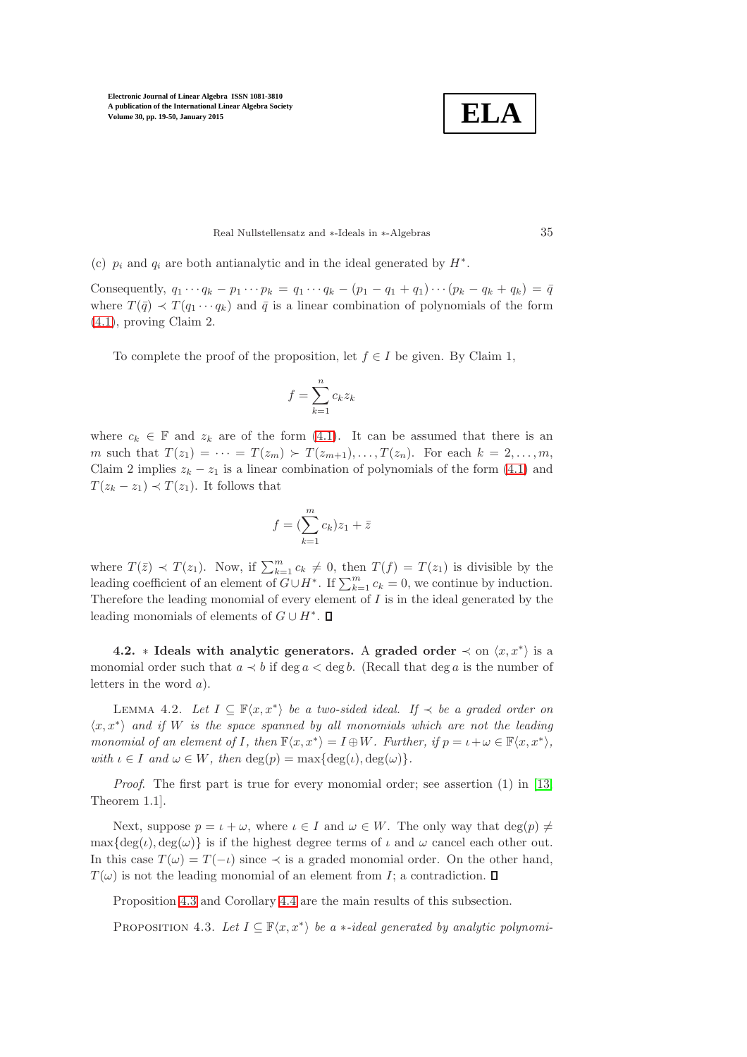(c) $p_i$ and $q_i$ are both antianalytic and in the ideal generated by $H^*$.

Consequently, $q_1 \cdots q_k - p_1 \cdots p_k = q_1 \cdots q_k - (p_1 - q_1 + q_1) \cdots (p_k - q_k + q_k) = \bar{q}$ where $T(\bar{q}) \prec T(q_1 \cdots q_k)$ and $\bar{q}$ is a linear combination of polynomials of the form (4.1), proving Claim 2.

To complete the proof of the proposition, let $f \in I$ be given. By Claim 1,

$$f = \sum_{k=1}^{n} c_k z_k$$

where $c_k \in \mathbb{F}$ and $z_k$ are of the form (4.1). It can be assumed that there is an $m$ such that $T(z_1) = \cdots = T(z_m) \succ T(z_{m+1}), \ldots, T(z_n)$. For each $k = 2, \ldots, m$, Claim 2 implies $z_k - z_1$ is a linear combination of polynomials of the form (4.1) and $T(z_k - z_1) \prec T(z_1)$. It follows that

$$f = (\sum_{k=1}^{m} c_k) z_1 + \bar{z}$$

where $T(\bar{z}) \prec T(z_1)$. Now, if $\sum_{k=1}^{m} c_k \neq 0$, then $T(f) = T(z_1)$ is divisible by the leading coefficient of an element of $G \cup H^*$. If $\sum_{k=1}^{m} c_k = 0$, we continue by induction. Therefore the leading monomial of every element of $I$ is in the ideal generated by the leading monomials of elements of $G \cup H^*$. ∎

### 4.2. $*$ Ideals with analytic generators.

A **graded order** $\prec$ on $\langle x, x^* \rangle$ is a monomial order such that $a \prec b$ if $\deg a < \deg b$. (Recall that $\deg a$ is the number of letters in the word $a$).

LEMMA 4.2. *Let $I \subseteq \mathbb{F}\langle x, x^* \rangle$ be a two-sided ideal. If $\prec$ be a graded order on $\langle x, x^* \rangle$ and if $W$ is the space spanned by all monomials which are not the leading monomial of an element of $I$, then $\mathbb{F}\langle x, x^* \rangle = I \oplus W$. Further, if $p = \iota + \omega \in \mathbb{F}\langle x, x^* \rangle$, with $\iota \in I$ and $\omega \in W$, then $\deg(p) = \max\{\deg(\iota), \deg(\omega)\}$.*

*Proof*. The first part is true for every monomial order; see assertion (1) in [13, Theorem 1.1].

Next, suppose $p = \iota + \omega$, where $\iota \in I$ and $\omega \in W$. The only way that $\deg(p) \neq \max\{\deg(\iota), \deg(\omega)\}$ is if the highest degree terms of $\iota$ and $\omega$ cancel each other out. In this case $T(\omega) = T(-\iota)$ since $\prec$ is a graded monomial order. On the other hand, $T(\omega)$ is not the leading monomial of an element from $I$; a contradiction. ∎

Proposition 4.3 and Corollary 4.4 are the main results of this subsection.

PROPOSITION 4.3. *Let $I \subseteq \mathbb{F}\langle x, x^* \rangle$ be a $*$-ideal generated by analytic polynomi-*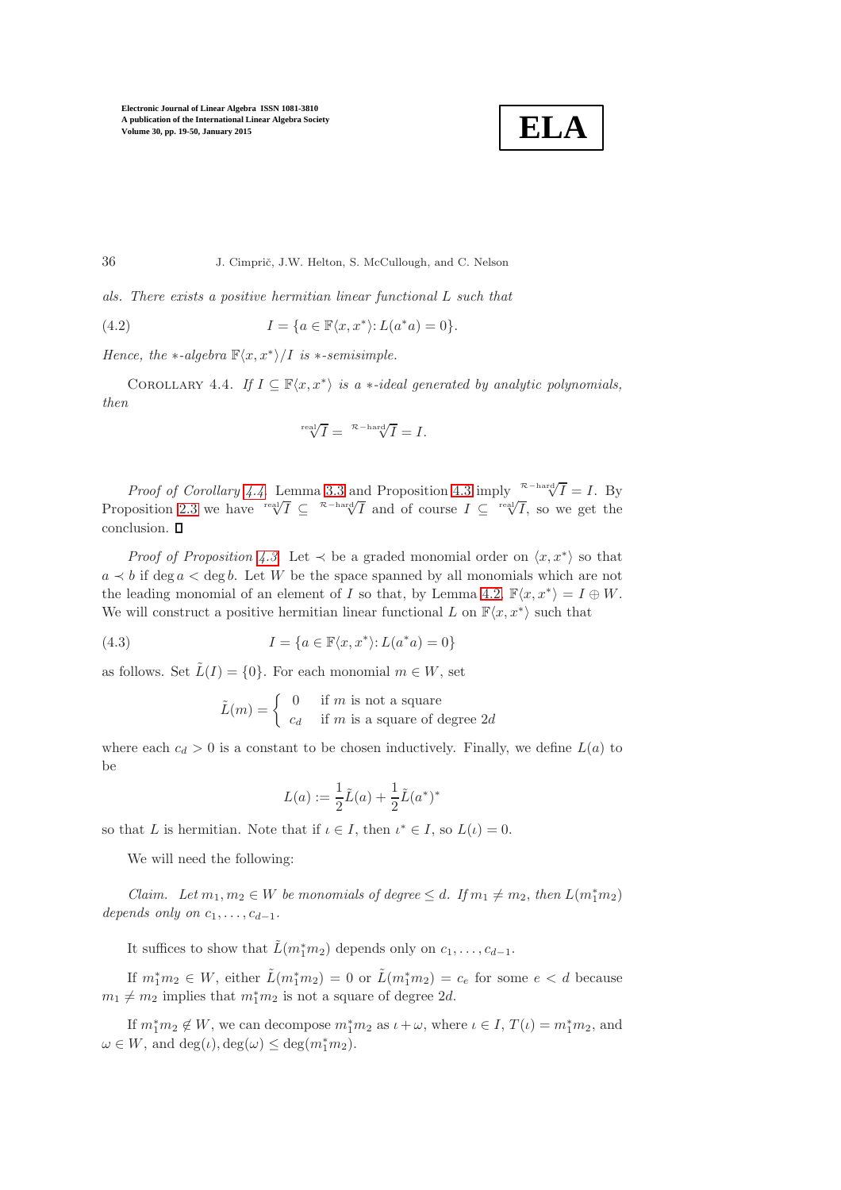*als. There exists a positive hermitian linear functional $L$ such that*

$$I = \{a \in \mathbb{F}\langle x, x^*\rangle : L(a^* a) = 0\}. \tag{4.2}$$

*Hence, the $*$-algebra $\mathbb{F}\langle x, x^*\rangle / I$ is $*$-semisimple.*

Corollary 4.4. *If $I \subseteq \mathbb{F}\langle x, x^*\rangle$ is a $*$-ideal generated by analytic polynomials, then*

$$\sqrt[\text{real}]{I} = \sqrt[\mathcal{R}-\text{hard}]{I} = I.$$

*Proof of Corollary 4.4.* Lemma 3.3 and Proposition 4.3 imply $\sqrt[\mathcal{R}-\text{hard}]{I} = I$. By Proposition 2.3 we have $\sqrt[\text{real}]{I} \subseteq \sqrt[\mathcal{R}-\text{hard}]{I}$ and of course $I \subseteq \sqrt[\text{real}]{I}$, so we get the conclusion. $\square$

*Proof of Proposition 4.3.* Let $\prec$ be a graded monomial order on $\langle x, x^*\rangle$ so that $a \prec b$ if $\deg a < \deg b$. Let $W$ be the space spanned by all monomials which are not the leading monomial of an element of $I$ so that, by Lemma 4.2, $\mathbb{F}\langle x, x^*\rangle = I \oplus W$. We will construct a positive hermitian linear functional $L$ on $\mathbb{F}\langle x, x^*\rangle$ such that

$$I = \{a \in \mathbb{F}\langle x, x^*\rangle : L(a^* a) = 0\} \tag{4.3}$$

as follows. Set $\tilde{L}(I) = \{0\}$. For each monomial $m \in W$, set

$$\tilde{L}(m) = \begin{cases} 0 & \text{if } m \text{ is not a square} \\ c_d & \text{if } m \text{ is a square of degree } 2d \end{cases}$$

where each $c_d > 0$ is a constant to be chosen inductively. Finally, we define $L(a)$ to be

$$L(a) := \frac{1}{2}\tilde{L}(a) + \frac{1}{2}\tilde{L}(a^*)^*$$

so that $L$ is hermitian. Note that if $\iota \in I$, then $\iota^* \in I$, so $L(\iota) = 0$.

We will need the following:

*Claim. Let $m_1, m_2 \in W$ be monomials of degree $\leq d$. If $m_1 \neq m_2$, then $L(m_1^* m_2)$ depends only on $c_1, \ldots, c_{d-1}$.*

It suffices to show that $\tilde{L}(m_1^* m_2)$ depends only on $c_1, \ldots, c_{d-1}$.

If $m_1^* m_2 \in W$, either $\tilde{L}(m_1^* m_2) = 0$ or $\tilde{L}(m_1^* m_2) = c_e$ for some $e < d$ because $m_1 \neq m_2$ implies that $m_1^* m_2$ is not a square of degree $2d$.

If $m_1^* m_2 \notin W$, we can decompose $m_1^* m_2$ as $\iota + \omega$, where $\iota \in I$, $T(\iota) = m_1^* m_2$, and $\omega \in W$, and $\deg(\iota), \deg(\omega) \leq \deg(m_1^* m_2)$.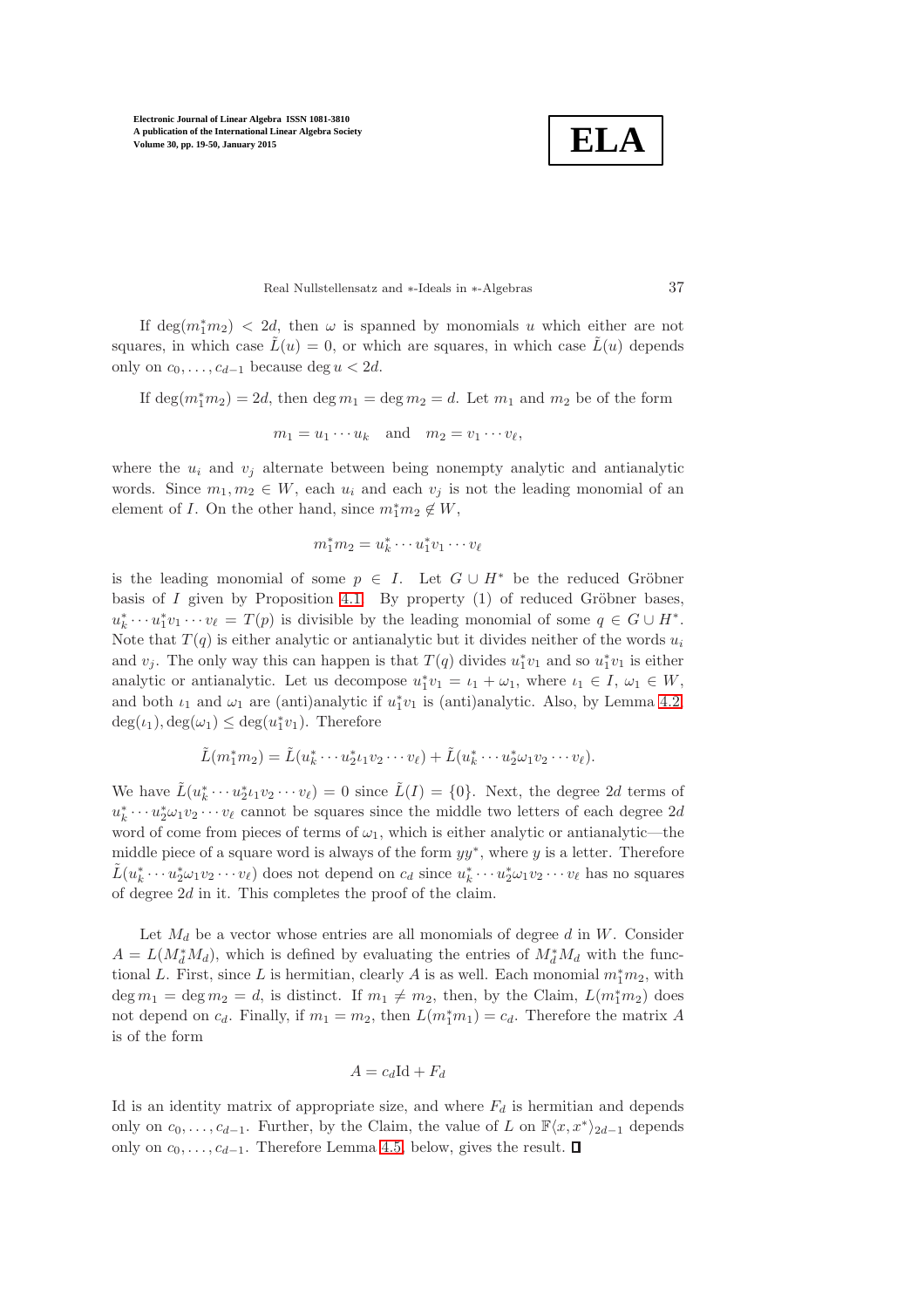If $\deg(m_1^* m_2) < 2d$, then $\omega$ is spanned by monomials $u$ which either are not squares, in which case $\tilde{L}(u) = 0$, or which are squares, in which case $\tilde{L}(u)$ depends only on $c_0, \ldots, c_{d-1}$ because $\deg u < 2d$.

If $\deg(m_1^* m_2) = 2d$, then $\deg m_1 = \deg m_2 = d$. Let $m_1$ and $m_2$ be of the form

$$m_1 = u_1 \cdots u_k \quad \text{and} \quad m_2 = v_1 \cdots v_\ell,$$

where the $u_i$ and $v_j$ alternate between being nonempty analytic and antianalytic words. Since $m_1, m_2 \in W$, each $u_i$ and each $v_j$ is not the leading monomial of an element of $I$. On the other hand, since $m_1^* m_2 \notin W$,

$$m_1^* m_2 = u_k^* \cdots u_1^* v_1 \cdots v_\ell$$

is the leading monomial of some $p \in I$. Let $G \cup H^*$ be the reduced Gröbner basis of $I$ given by Proposition 4.1. By property (1) of reduced Gröbner bases, $u_k^* \cdots u_1^* v_1 \cdots v_\ell = T(p)$ is divisible by the leading monomial of some $q \in G \cup H^*$. Note that $T(q)$ is either analytic or antianalytic but it divides neither of the words $u_i$ and $v_j$. The only way this can happen is that $T(q)$ divides $u_1^* v_1$ and so $u_1^* v_1$ is either analytic or antianalytic. Let us decompose $u_1^* v_1 = \iota_1 + \omega_1$, where $\iota_1 \in I$, $\omega_1 \in W$, and both $\iota_1$ and $\omega_1$ are (anti)analytic if $u_1^* v_1$ is (anti)analytic. Also, by Lemma 4.2, $\deg(\iota_1), \deg(\omega_1) \leq \deg(u_1^* v_1)$. Therefore

$$\tilde{L}(m_1^* m_2) = \tilde{L}(u_k^* \cdots u_2^* \iota_1 v_2 \cdots v_\ell) + \tilde{L}(u_k^* \cdots u_2^* \omega_1 v_2 \cdots v_\ell).$$

We have $\tilde{L}(u_k^* \cdots u_2^* \iota_1 v_2 \cdots v_\ell) = 0$ since $\tilde{L}(I) = \{0\}$. Next, the degree $2d$ terms of $u_k^* \cdots u_2^* \omega_1 v_2 \cdots v_\ell$ cannot be squares since the middle two letters of each degree $2d$ word of come from pieces of terms of $\omega_1$, which is either analytic or antianalytic—the middle piece of a square word is always of the form $yy^*$, where $y$ is a letter. Therefore $\tilde{L}(u_k^* \cdots u_2^* \omega_1 v_2 \cdots v_\ell)$ does not depend on $c_d$ since $u_k^* \cdots u_2^* \omega_1 v_2 \cdots v_\ell$ has no squares of degree $2d$ in it. This completes the proof of the claim.

Let $M_d$ be a vector whose entries are all monomials of degree $d$ in $W$. Consider $A = L(M_d^* M_d)$, which is defined by evaluating the entries of $M_d^* M_d$ with the functional $L$. First, since $L$ is hermitian, clearly $A$ is as well. Each monomial $m_1^* m_2$, with $\deg m_1 = \deg m_2 = d$, is distinct. If $m_1 \neq m_2$, then, by the Claim, $L(m_1^* m_2)$ does not depend on $c_d$. Finally, if $m_1 = m_2$, then $L(m_1^* m_1) = c_d$. Therefore the matrix $A$ is of the form

$$A = c_d \mathrm{Id} + F_d$$

Id is an identity matrix of appropriate size, and where $F_d$ is hermitian and depends only on $c_0, \ldots, c_{d-1}$. Further, by the Claim, the value of $L$ on $\mathbb{F}\langle x, x^* \rangle_{2d-1}$ depends only on $c_0, \ldots, c_{d-1}$. Therefore Lemma 4.5, below, gives the result. ∎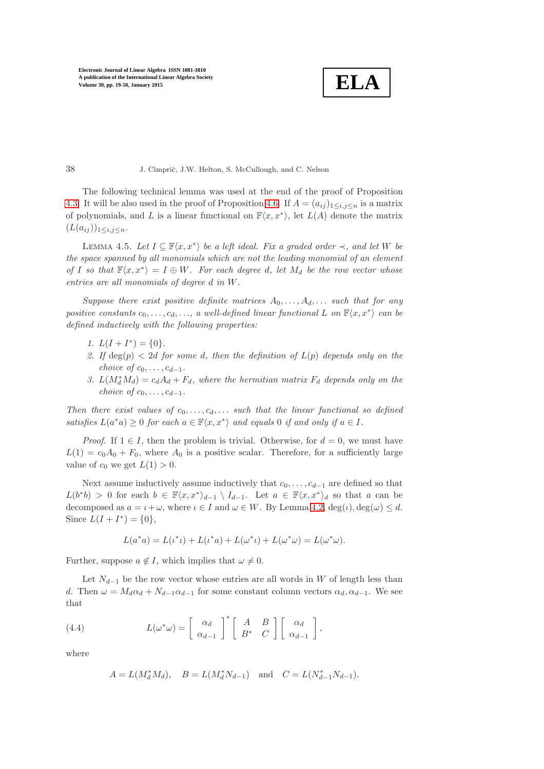The following technical lemma was used at the end of the proof of Proposition 4.3. It will be also used in the proof of Proposition 4.6. If $A = (a_{ij})_{1\le i,j\le n}$ is a matrix of polynomials, and $L$ is a linear functional on $\mathbb{F}\langle x, x^*\rangle$, let $L(A)$ denote the matrix $(L(a_{ij}))_{1\le i,j\le n}$.

Lemma 4.5. *Let $I \subseteq \mathbb{F}\langle x, x^*\rangle$ be a left ideal. Fix a graded order $\prec$, and let $W$ be the space spanned by all monomials which are not the leading monomial of an element of $I$ so that $\mathbb{F}\langle x, x^*\rangle = I \oplus W$. For each degree $d$, let $M_d$ be the row vector whose entries are all monomials of degree $d$ in $W$.*

*Suppose there exist positive definite matrices $A_0, \ldots, A_d, \ldots$ such that for any positive constants $c_0, \ldots, c_d, \ldots$, a well-defined linear functional $L$ on $\mathbb{F}\langle x, x^*\rangle$ can be defined inductively with the following properties:*

1. *$L(I + I^*) = \{0\}$.*
2. *If $\deg(p) < 2d$ for some $d$, then the definition of $L(p)$ depends only on the choice of $c_0, \ldots, c_{d-1}$.*
3. *$L(M_d^* M_d) = c_d A_d + F_d$, where the hermitian matrix $F_d$ depends only on the choice of $c_0, \ldots, c_{d-1}$.*

*Then there exist values of $c_0, \ldots, c_d, \ldots$ such that the linear functional so defined satisfies $L(a^*a) \ge 0$ for each $a \in \mathbb{F}\langle x, x^*\rangle$ and equals $0$ if and only if $a \in I$.*

*Proof.* If $1 \in I$, then the problem is trivial. Otherwise, for $d = 0$, we must have $L(1) = c_0 A_0 + F_0$, where $A_0$ is a positive scalar. Therefore, for a sufficiently large value of $c_0$ we get $L(1) > 0$.

Next assume inductively assume inductively that $c_0, \ldots, c_{d-1}$ are defined so that $L(b^*b) > 0$ for each $b \in \mathbb{F}\langle x, x^*\rangle_{d-1} \setminus I_{d-1}$. Let $a \in \mathbb{F}\langle x, x^*\rangle_d$ so that $a$ can be decomposed as $a = \iota + \omega$, where $\iota \in I$ and $\omega \in W$. By Lemma 4.2, $\deg(\iota), \deg(\omega) \le d$. Since $L(I + I^*) = \{0\}$,

$$L(a^*a) = L(\iota^*\iota) + L(\iota^*a) + L(\omega^*\iota) + L(\omega^*\omega) = L(\omega^*\omega).$$

Further, suppose $a \notin I$, which implies that $\omega \neq 0$.

Let $N_{d-1}$ be the row vector whose entries are all words in $W$ of length less than $d$. Then $\omega = M_d\alpha_d + N_{d-1}\alpha_{d-1}$ for some constant column vectors $\alpha_d, \alpha_{d-1}$. We see that

$$L(\omega^*\omega) = \begin{bmatrix} \alpha_d \\ \alpha_{d-1} \end{bmatrix}^* \begin{bmatrix} A & B \\ B^* & C \end{bmatrix} \begin{bmatrix} \alpha_d \\ \alpha_{d-1} \end{bmatrix}, \tag{4.4}$$

where

$$A = L(M_d^* M_d), \quad B = L(M_d^* N_{d-1}) \quad \text{and} \quad C = L(N_{d-1}^* N_{d-1}).$$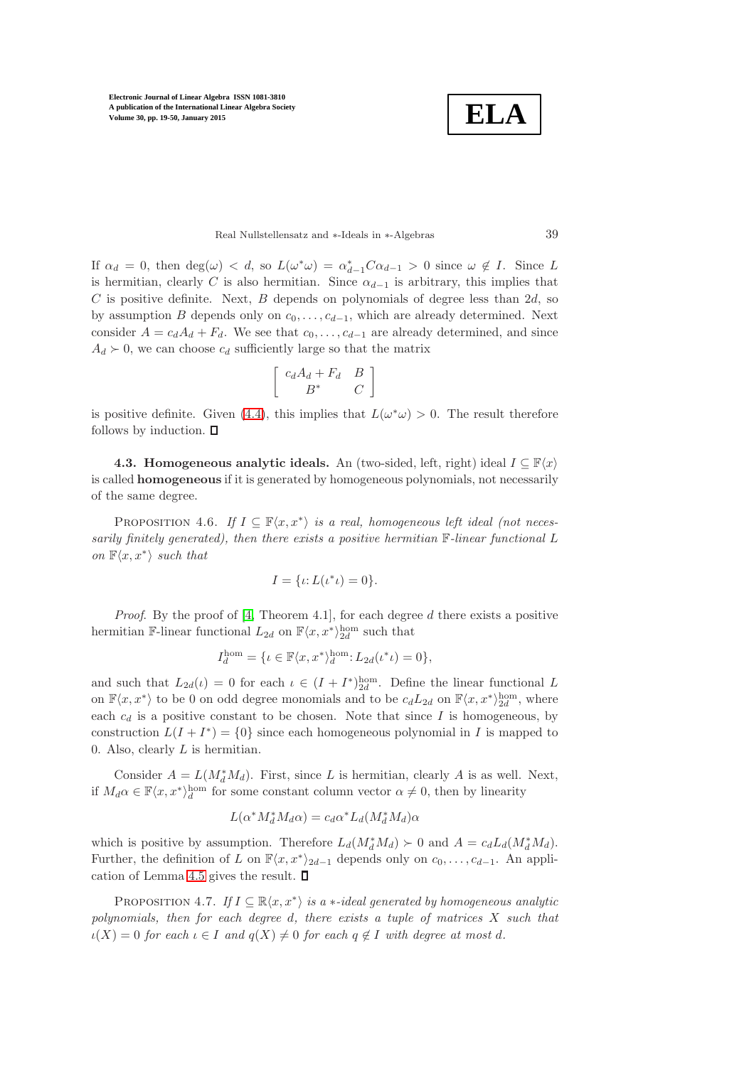If $\alpha_d = 0$, then $\deg(\omega) < d$, so $L(\omega^*\omega) = \alpha_{d-1}^* C \alpha_{d-1} > 0$ since $\omega \notin I$. Since $L$ is hermitian, clearly $C$ is also hermitian. Since $\alpha_{d-1}$ is arbitrary, this implies that $C$ is positive definite. Next, $B$ depends on polynomials of degree less than $2d$, so by assumption $B$ depends only on $c_0, \ldots, c_{d-1}$, which are already determined. Next consider $A = c_d A_d + F_d$. We see that $c_0, \ldots, c_{d-1}$ are already determined, and since $A_d \succ 0$, we can choose $c_d$ sufficiently large so that the matrix

$$\begin{bmatrix} c_d A_d + F_d & B \\ B^* & C \end{bmatrix}$$

is positive definite. Given (4.4), this implies that $L(\omega^*\omega) > 0$. The result therefore follows by induction. □

**4.3. Homogeneous analytic ideals.** An (two-sided, left, right) ideal $I \subseteq \mathbb{F}\langle x \rangle$ is called **homogeneous** if it is generated by homogeneous polynomials, not necessarily of the same degree.

Proposition 4.6. *If $I \subseteq \mathbb{F}\langle x, x^* \rangle$ is a real, homogeneous left ideal (not necessarily finitely generated), then there exists a positive hermitian $\mathbb{F}$-linear functional $L$ on $\mathbb{F}\langle x, x^* \rangle$ such that*

$$I = \{\iota \colon L(\iota^* \iota) = 0\}.$$

*Proof*. By the proof of [4, Theorem 4.1], for each degree $d$ there exists a positive hermitian $\mathbb{F}$-linear functional $L_{2d}$ on $\mathbb{F}\langle x, x^* \rangle_{2d}^{\text{hom}}$ such that

$$I_d^{\text{hom}} = \{\iota \in \mathbb{F}\langle x, x^* \rangle_d^{\text{hom}} \colon L_{2d}(\iota^* \iota) = 0\},$$

and such that $L_{2d}(\iota) = 0$ for each $\iota \in (I + I^*)_{2d}^{\text{hom}}$. Define the linear functional $L$ on $\mathbb{F}\langle x, x^* \rangle$ to be 0 on odd degree monomials and to be $c_d L_{2d}$ on $\mathbb{F}\langle x, x^* \rangle_{2d}^{\text{hom}}$, where each $c_d$ is a positive constant to be chosen. Note that since $I$ is homogeneous, by construction $L(I + I^*) = \{0\}$ since each homogeneous polynomial in $I$ is mapped to 0. Also, clearly $L$ is hermitian.

Consider $A = L(M_d^* M_d)$. First, since $L$ is hermitian, clearly $A$ is as well. Next, if $M_d \alpha \in \mathbb{F}\langle x, x^* \rangle_d^{\text{hom}}$ for some constant column vector $\alpha \neq 0$, then by linearity

$$L(\alpha^* M_d^* M_d \alpha) = c_d \alpha^* L_d(M_d^* M_d) \alpha$$

which is positive by assumption. Therefore $L_d(M_d^* M_d) \succ 0$ and $A = c_d L_d(M_d^* M_d)$. Further, the definition of $L$ on $\mathbb{F}\langle x, x^* \rangle_{2d-1}$ depends only on $c_0, \ldots, c_{d-1}$. An application of Lemma 4.5 gives the result. □

Proposition 4.7. *If $I \subseteq \mathbb{R}\langle x, x^* \rangle$ is a $*$-ideal generated by homogeneous analytic polynomials, then for each degree $d$, there exists a tuple of matrices $X$ such that $\iota(X) = 0$ for each $\iota \in I$ and $q(X) \neq 0$ for each $q \notin I$ with degree at most $d$.*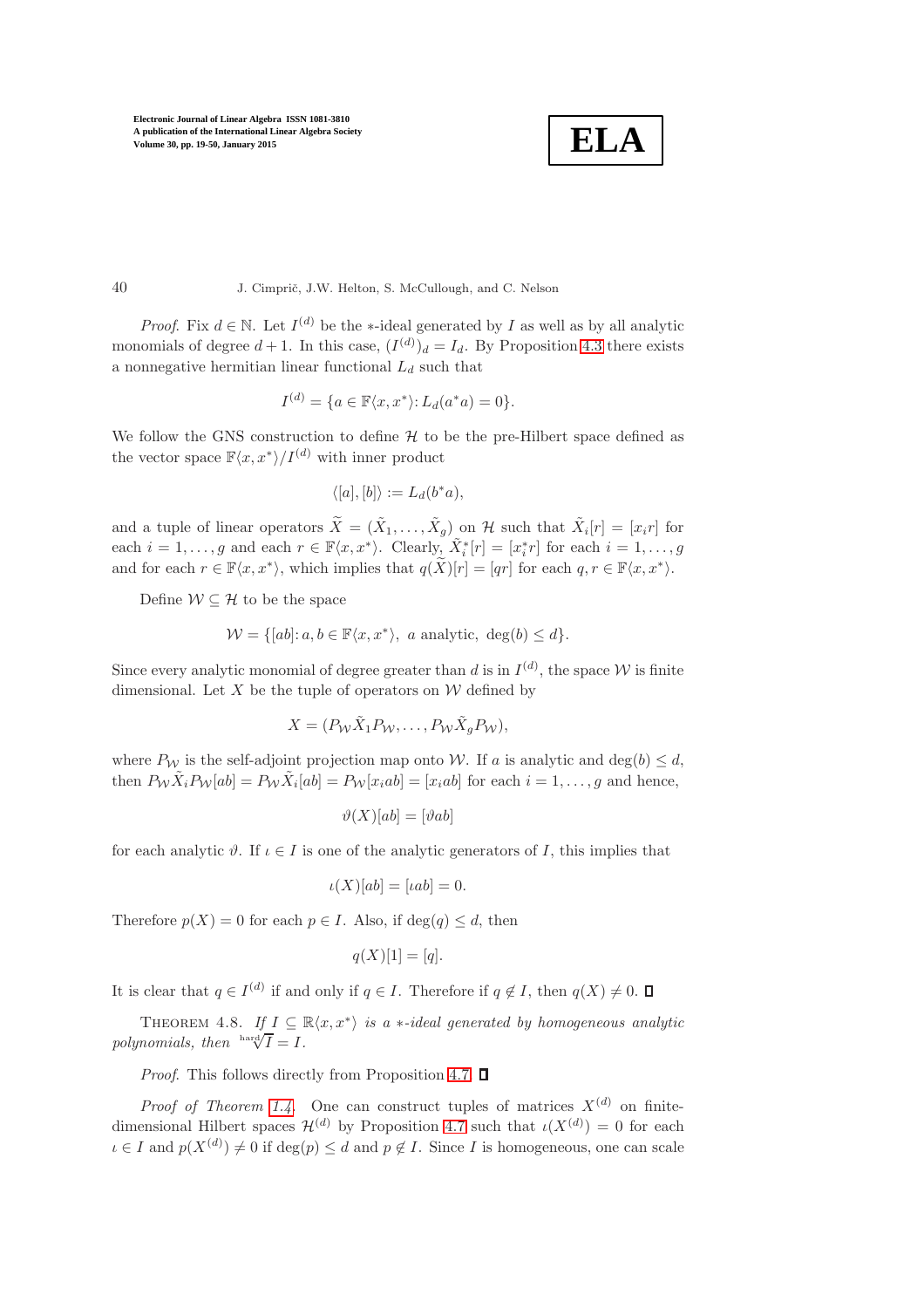*Proof*. Fix $d \in \mathbb{N}$. Let $I^{(d)}$ be the $*$-ideal generated by $I$ as well as by all analytic monomials of degree $d+1$. In this case, $(I^{(d)})_d = I_d$. By Proposition 4.3 there exists a nonnegative hermitian linear functional $L_d$ such that

$$I^{(d)} = \{a \in \mathbb{F}\langle x, x^* \rangle : L_d(a^*a) = 0\}.$$

We follow the GNS construction to define $\mathcal{H}$ to be the pre-Hilbert space defined as the vector space $\mathbb{F}\langle x, x^*\rangle / I^{(d)}$ with inner product

$$\langle [a], [b] \rangle := L_d(b^*a),$$

and a tuple of linear operators $\widetilde{X} = (\tilde{X}_1, \ldots, \tilde{X}_g)$ on $\mathcal{H}$ such that $\tilde{X}_i[r] = [x_i r]$ for each $i = 1, \ldots, g$ and each $r \in \mathbb{F}\langle x, x^*\rangle$. Clearly, $\tilde{X}_i^*[r] = [x_i^* r]$ for each $i = 1, \ldots, g$ and for each $r \in \mathbb{F}\langle x, x^*\rangle$, which implies that $q(\widetilde{X})[r] = [qr]$ for each $q, r \in \mathbb{F}\langle x, x^*\rangle$.

Define $\mathcal{W} \subseteq \mathcal{H}$ to be the space

$$\mathcal{W} = \{[ab] : a, b \in \mathbb{F}\langle x, x^*\rangle,\ a \text{ analytic},\ \deg(b) \leq d\}.$$

Since every analytic monomial of degree greater than $d$ is in $I^{(d)}$, the space $\mathcal{W}$ is finite dimensional. Let $X$ be the tuple of operators on $\mathcal{W}$ defined by

$$X = (P_{\mathcal{W}} \tilde{X}_1 P_{\mathcal{W}}, \ldots, P_{\mathcal{W}} \tilde{X}_g P_{\mathcal{W}}),$$

where $P_{\mathcal{W}}$ is the self-adjoint projection map onto $\mathcal{W}$. If $a$ is analytic and $\deg(b) \leq d$, then $P_{\mathcal{W}} \tilde{X}_i P_{\mathcal{W}}[ab] = P_{\mathcal{W}} \tilde{X}_i[ab] = P_{\mathcal{W}}[x_i ab] = [x_i ab]$ for each $i = 1, \ldots, g$ and hence,

$$\vartheta(X)[ab] = [\vartheta ab]$$

for each analytic $\vartheta$. If $\iota \in I$ is one of the analytic generators of $I$, this implies that

$$\iota(X)[ab] = [\iota ab] = 0.$$

Therefore $p(X) = 0$ for each $p \in I$. Also, if $\deg(q) \leq d$, then

$$q(X)[1] = [q].$$

It is clear that $q \in I^{(d)}$ if and only if $q \in I$. Therefore if $q \notin I$, then $q(X) \neq 0$. $\square$

THEOREM 4.8. *If $I \subseteq \mathbb{R}\langle x, x^*\rangle$ is a $*$-ideal generated by homogeneous analytic polynomials, then $\sqrt[\text{hard}]{I} = I$.*

*Proof*. This follows directly from Proposition 4.7. $\square$

*Proof of Theorem 1.4*. One can construct tuples of matrices $X^{(d)}$ on finite-dimensional Hilbert spaces $\mathcal{H}^{(d)}$ by Proposition 4.7 such that $\iota(X^{(d)}) = 0$ for each $\iota \in I$ and $p(X^{(d)}) \neq 0$ if $\deg(p) \leq d$ and $p \notin I$. Since $I$ is homogeneous, one can scale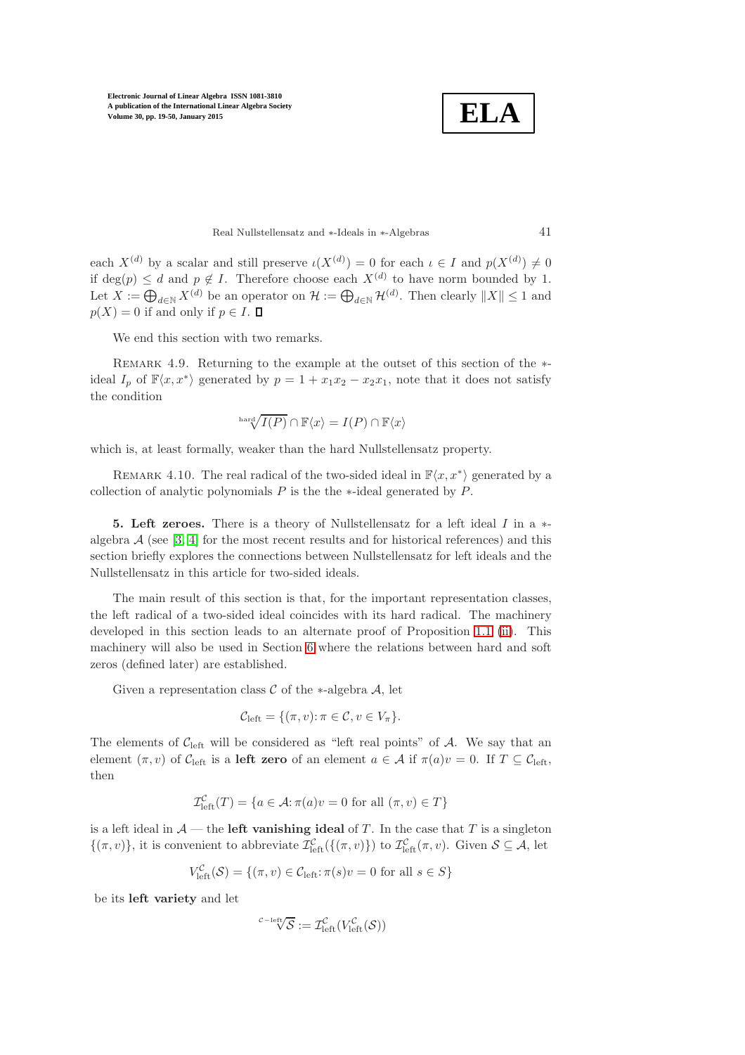each $X^{(d)}$ by a scalar and still preserve $\iota(X^{(d)}) = 0$ for each $\iota \in I$ and $p(X^{(d)}) \neq 0$ if $\deg(p) \leq d$ and $p \notin I$. Therefore choose each $X^{(d)}$ to have norm bounded by 1. Let $X := \bigoplus_{d\in\mathbb{N}} X^{(d)}$ be an operator on $\mathcal{H} := \bigoplus_{d\in\mathbb{N}} \mathcal{H}^{(d)}$. Then clearly $\|X\| \leq 1$ and $p(X) = 0$ if and only if $p \in I$. ∎

We end this section with two remarks.

Remark 4.9. Returning to the example at the outset of this section of the $*$-ideal $I_p$ of $\mathbb{F}\langle x, x^*\rangle$ generated by $p = 1 + x_1x_2 - x_2x_1$, note that it does not satisfy the condition

$$\sqrt[\text{hard}]{I(P)} \cap \mathbb{F}\langle x\rangle = I(P) \cap \mathbb{F}\langle x\rangle$$

which is, at least formally, weaker than the hard Nullstellensatz property.

Remark 4.10. The real radical of the two-sided ideal in $\mathbb{F}\langle x, x^*\rangle$ generated by a collection of analytic polynomials $P$ is the the $*$-ideal generated by $P$.

## 5. Left zeroes.

There is a theory of Nullstellensatz for a left ideal $I$ in a $*$-algebra $\mathcal{A}$ (see [3, 4] for the most recent results and for historical references) and this section briefly explores the connections between Nullstellensatz for left ideals and the Nullstellensatz in this article for two-sided ideals.

The main result of this section is that, for the important representation classes, the left radical of a two-sided ideal coincides with its hard radical. The machinery developed in this section leads to an alternate proof of Proposition 1.1 (ii). This machinery will also be used in Section 6 where the relations between hard and soft zeros (defined later) are established.

Given a representation class $\mathcal{C}$ of the $*$-algebra $\mathcal{A}$, let

$$\mathcal{C}_{\text{left}} = \{(\pi, v) : \pi \in \mathcal{C}, v \in V_\pi\}.$$

The elements of $\mathcal{C}_{\text{left}}$ will be considered as "left real points" of $\mathcal{A}$. We say that an element $(\pi, v)$ of $\mathcal{C}_{\text{left}}$ is a **left zero** of an element $a \in \mathcal{A}$ if $\pi(a)v = 0$. If $T \subseteq \mathcal{C}_{\text{left}}$, then

$$\mathcal{I}^{\mathcal{C}}_{\text{left}}(T) = \{a \in \mathcal{A} : \pi(a)v = 0 \text{ for all } (\pi, v) \in T\}$$

is a left ideal in $\mathcal{A}$ — the **left vanishing ideal** of $T$. In the case that $T$ is a singleton $\{(\pi, v)\}$, it is convenient to abbreviate $\mathcal{I}^{\mathcal{C}}_{\text{left}}(\{(\pi, v)\})$ to $\mathcal{I}^{\mathcal{C}}_{\text{left}}(\pi, v)$. Given $\mathcal{S} \subseteq \mathcal{A}$, let

$$V^{\mathcal{C}}_{\text{left}}(\mathcal{S}) = \{(\pi, v) \in \mathcal{C}_{\text{left}} : \pi(s)v = 0 \text{ for all } s \in S\}$$

be its **left variety** and let

$$\sqrt[\mathcal{C}-\text{left}]{\mathcal{S}} := \mathcal{I}^{\mathcal{C}}_{\text{left}}(V^{\mathcal{C}}_{\text{left}}(\mathcal{S}))$$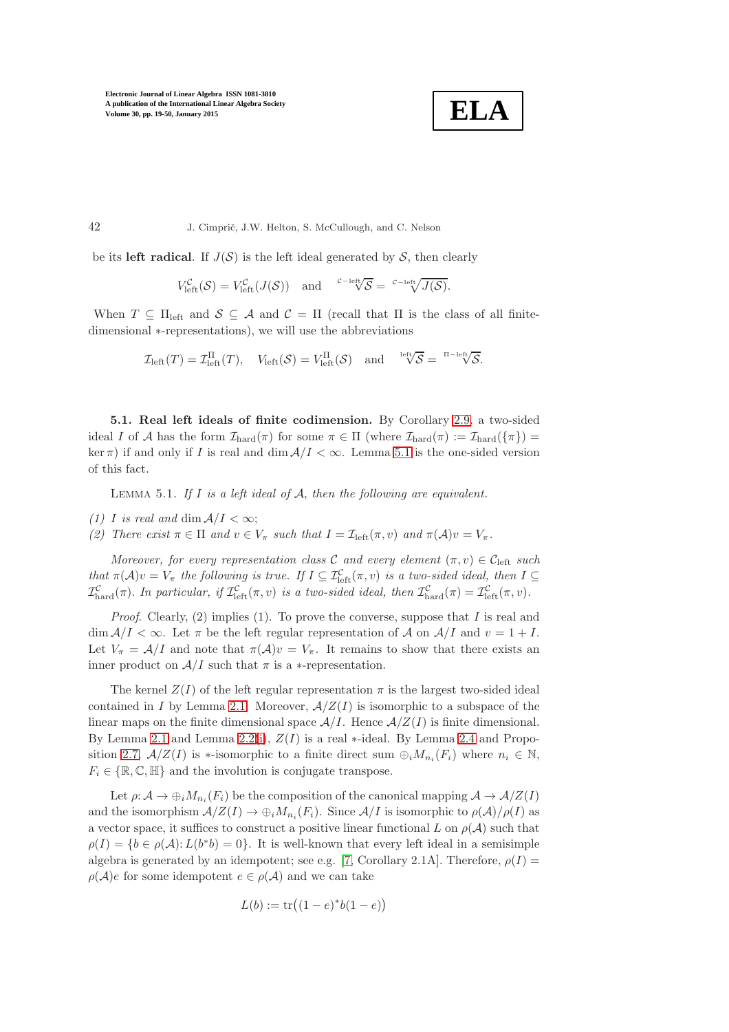be its **left radical**. If $J(\mathcal{S})$ is the left ideal generated by $\mathcal{S}$, then clearly

$$V^{\mathcal{C}}_{\text{left}}(\mathcal{S}) = V^{\mathcal{C}}_{\text{left}}(J(\mathcal{S})) \quad \text{and} \quad \sqrt[\mathcal{C}-\text{left}]{\mathcal{S}} = \sqrt[\mathcal{C}-\text{left}]{J(\mathcal{S})}.$$

When $T \subseteq \Pi_{\text{left}}$ and $\mathcal{S} \subseteq \mathcal{A}$ and $\mathcal{C} = \Pi$ (recall that $\Pi$ is the class of all finite-dimensional $*$-representations), we will use the abbreviations

$$\mathcal{I}_{\text{left}}(T) = \mathcal{I}^{\Pi}_{\text{left}}(T), \quad V_{\text{left}}(\mathcal{S}) = V^{\Pi}_{\text{left}}(\mathcal{S}) \quad \text{and} \quad \sqrt[\text{left}]{\mathcal{S}} = \sqrt[\Pi-\text{left}]{\mathcal{S}}.$$

**5.1. Real left ideals of finite codimension.** By Corollary 2.9, a two-sided ideal $I$ of $\mathcal{A}$ has the form $\mathcal{I}_{\text{hard}}(\pi)$ for some $\pi \in \Pi$ (where $\mathcal{I}_{\text{hard}}(\pi) := \mathcal{I}_{\text{hard}}(\{\pi\}) = \ker \pi$) if and only if $I$ is real and $\dim \mathcal{A}/I < \infty$. Lemma 5.1 is the one-sided version of this fact.

LEMMA 5.1. *If $I$ is a left ideal of $\mathcal{A}$, then the following are equivalent.*

*(1) $I$ is real and $\dim \mathcal{A}/I < \infty$;*
*(2) There exist $\pi \in \Pi$ and $v \in V_\pi$ such that $I = \mathcal{I}_{\text{left}}(\pi, v)$ and $\pi(\mathcal{A})v = V_\pi$.*

*Moreover, for every representation class $\mathcal{C}$ and every element $(\pi, v) \in \mathcal{C}_{\text{left}}$ such that $\pi(\mathcal{A})v = V_\pi$ the following is true. If $I \subseteq \mathcal{I}^{\mathcal{C}}_{\text{left}}(\pi, v)$ is a two-sided ideal, then $I \subseteq \mathcal{I}^{\mathcal{C}}_{\text{hard}}(\pi)$. In particular, if $\mathcal{I}^{\mathcal{C}}_{\text{left}}(\pi, v)$ is a two-sided ideal, then $\mathcal{I}^{\mathcal{C}}_{\text{hard}}(\pi) = \mathcal{I}^{\mathcal{C}}_{\text{left}}(\pi, v)$.*

*Proof.* Clearly, (2) implies (1). To prove the converse, suppose that $I$ is real and $\dim \mathcal{A}/I < \infty$. Let $\pi$ be the left regular representation of $\mathcal{A}$ on $\mathcal{A}/I$ and $v = 1 + I$. Let $V_\pi = \mathcal{A}/I$ and note that $\pi(\mathcal{A})v = V_\pi$. It remains to show that there exists an inner product on $\mathcal{A}/I$ such that $\pi$ is a $*$-representation.

The kernel $Z(I)$ of the left regular representation $\pi$ is the largest two-sided ideal contained in $I$ by Lemma 2.1. Moreover, $\mathcal{A}/Z(I)$ is isomorphic to a subspace of the linear maps on the finite dimensional space $\mathcal{A}/I$. Hence $\mathcal{A}/Z(I)$ is finite dimensional. By Lemma 2.1 and Lemma 2.2(i), $Z(I)$ is a real $*$-ideal. By Lemma 2.4 and Proposition 2.7, $\mathcal{A}/Z(I)$ is $*$-isomorphic to a finite direct sum $\oplus_i M_{n_i}(F_i)$ where $n_i \in \mathbb{N}$, $F_i \in \{\mathbb{R}, \mathbb{C}, \mathbb{H}\}$ and the involution is conjugate transpose.

Let $\rho \colon \mathcal{A} \to \oplus_i M_{n_i}(F_i)$ be the composition of the canonical mapping $\mathcal{A} \to \mathcal{A}/Z(I)$ and the isomorphism $\mathcal{A}/Z(I) \to \oplus_i M_{n_i}(F_i)$. Since $\mathcal{A}/I$ is isomorphic to $\rho(\mathcal{A})/\rho(I)$ as a vector space, it suffices to construct a positive linear functional $L$ on $\rho(\mathcal{A})$ such that $\rho(I) = \{b \in \rho(\mathcal{A}) \colon L(b^*b) = 0\}$. It is well-known that every left ideal in a semisimple algebra is generated by an idempotent; see e.g. [7, Corollary 2.1A]. Therefore, $\rho(I) = \rho(\mathcal{A})e$ for some idempotent $e \in \rho(\mathcal{A})$ and we can take

$$L(b) := \operatorname{tr}\big((1-e)^* b (1-e)\big)$$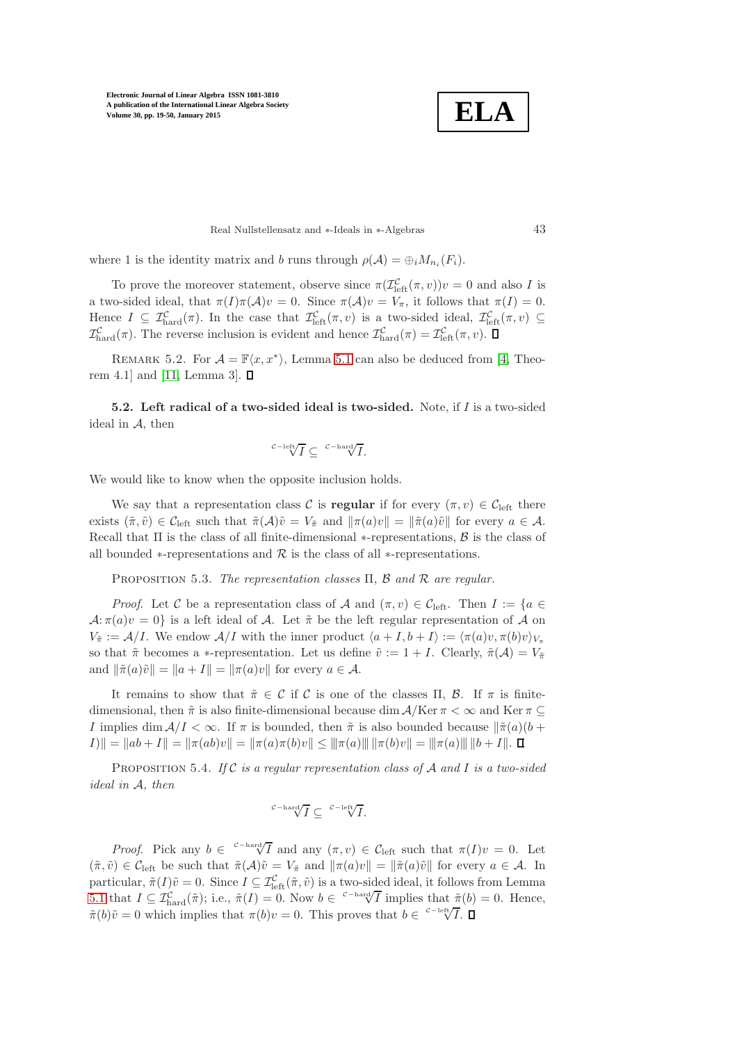where 1 is the identity matrix and $b$ runs through $\rho(\mathcal{A}) = \oplus_i M_{n_i}(F_i)$.

To prove the moreover statement, observe since $\pi(\mathcal{I}^{\mathcal{C}}_{\text{left}}(\pi, v))v = 0$ and also $I$ is a two-sided ideal, that $\pi(I)\pi(\mathcal{A})v = 0$. Since $\pi(\mathcal{A})v = V_\pi$, it follows that $\pi(I) = 0$. Hence $I \subseteq \mathcal{I}^{\mathcal{C}}_{\text{hard}}(\pi)$. In the case that $\mathcal{I}^{\mathcal{C}}_{\text{left}}(\pi, v)$ is a two-sided ideal, $\mathcal{I}^{\mathcal{C}}_{\text{left}}(\pi, v) \subseteq \mathcal{I}^{\mathcal{C}}_{\text{hard}}(\pi)$. The reverse inclusion is evident and hence $\mathcal{I}^{\mathcal{C}}_{\text{hard}}(\pi) = \mathcal{I}^{\mathcal{C}}_{\text{left}}(\pi, v)$. ∎

Remark 5.2. For $\mathcal{A} = \mathbb{F}\langle x, x^*\rangle$, Lemma 5.1 can also be deduced from [4, Theorem 4.1] and [11, Lemma 3]. ∎

**5.2. Left radical of a two-sided ideal is two-sided.** Note, if $I$ is a two-sided ideal in $\mathcal{A}$, then

$$\sqrt[\mathcal{C}-\text{left}]{I} \subseteq \sqrt[\mathcal{C}-\text{hard}]{I}.$$

We would like to know when the opposite inclusion holds.

We say that a representation class $\mathcal{C}$ is **regular** if for every $(\pi, v) \in \mathcal{C}_{\text{left}}$ there exists $(\tilde{\pi}, \tilde{v}) \in \mathcal{C}_{\text{left}}$ such that $\tilde{\pi}(\mathcal{A})\tilde{v} = V_{\tilde{\pi}}$ and $\|\pi(a)v\| = \|\tilde{\pi}(a)\tilde{v}\|$ for every $a \in \mathcal{A}$. Recall that $\Pi$ is the class of all finite-dimensional $*$-representations, $\mathcal{B}$ is the class of all bounded $*$-representations and $\mathcal{R}$ is the class of all $*$-representations.

Proposition 5.3. *The representation classes $\Pi$, $\mathcal{B}$ and $\mathcal{R}$ are regular.*

*Proof.* Let $\mathcal{C}$ be a representation class of $\mathcal{A}$ and $(\pi, v) \in \mathcal{C}_{\text{left}}$. Then $I := \{a \in \mathcal{A} \colon \pi(a)v = 0\}$ is a left ideal of $\mathcal{A}$. Let $\tilde{\pi}$ be the left regular representation of $\mathcal{A}$ on $V_{\tilde{\pi}} := \mathcal{A}/I$. We endow $\mathcal{A}/I$ with the inner product $\langle a + I, b + I\rangle := \langle \pi(a)v, \pi(b)v\rangle_{V_\pi}$ so that $\tilde{\pi}$ becomes a $*$-representation. Let us define $\tilde{v} := 1 + I$. Clearly, $\tilde{\pi}(\mathcal{A}) = V_{\tilde{\pi}}$ and $\|\tilde{\pi}(a)\tilde{v}\| = \|a + I\| = \|\pi(a)v\|$ for every $a \in \mathcal{A}$.

It remains to show that $\tilde{\pi} \in \mathcal{C}$ if $\mathcal{C}$ is one of the classes $\Pi$, $\mathcal{B}$. If $\pi$ is finite-dimensional, then $\tilde{\pi}$ is also finite-dimensional because $\dim \mathcal{A}/\mathrm{Ker}\,\pi < \infty$ and $\mathrm{Ker}\,\pi \subseteq I$ implies $\dim \mathcal{A}/I < \infty$. If $\pi$ is bounded, then $\tilde{\pi}$ is also bounded because $\|\tilde{\pi}(a)(b + I)\| = \|ab + I\| = \|\pi(ab)v\| = \|\pi(a)\pi(b)v\| \leq \|\!|\pi(a)|\!\| \, \|\pi(b)v\| = \|\!|\pi(a)|\!\| \, \|b + I\|$. ∎

Proposition 5.4. *If $\mathcal{C}$ is a regular representation class of $\mathcal{A}$ and $I$ is a two-sided ideal in $\mathcal{A}$, then*

$$\sqrt[\mathcal{C}-\text{hard}]{I} \subseteq \sqrt[\mathcal{C}-\text{left}]{I}.$$

*Proof.* Pick any $b \in \sqrt[\mathcal{C}-\text{hard}]{I}$ and any $(\pi, v) \in \mathcal{C}_{\text{left}}$ such that $\pi(I)v = 0$. Let $(\tilde{\pi}, \tilde{v}) \in \mathcal{C}_{\text{left}}$ be such that $\tilde{\pi}(\mathcal{A})\tilde{v} = V_{\tilde{\pi}}$ and $\|\pi(a)v\| = \|\tilde{\pi}(a)\tilde{v}\|$ for every $a \in \mathcal{A}$. In particular, $\tilde{\pi}(I)\tilde{v} = 0$. Since $I \subseteq \mathcal{I}^{\mathcal{C}}_{\text{left}}(\tilde{\pi}, \tilde{v})$ is a two-sided ideal, it follows from Lemma 5.1 that $I \subseteq \mathcal{I}^{\mathcal{C}}_{\text{hard}}(\tilde{\pi})$; i.e., $\tilde{\pi}(I) = 0$. Now $b \in \sqrt[\mathcal{C}-\text{hard}]{I}$ implies that $\tilde{\pi}(b) = 0$. Hence, $\tilde{\pi}(b)\tilde{v} = 0$ which implies that $\pi(b)v = 0$. This proves that $b \in \sqrt[\mathcal{C}-\text{left}]{I}$. ∎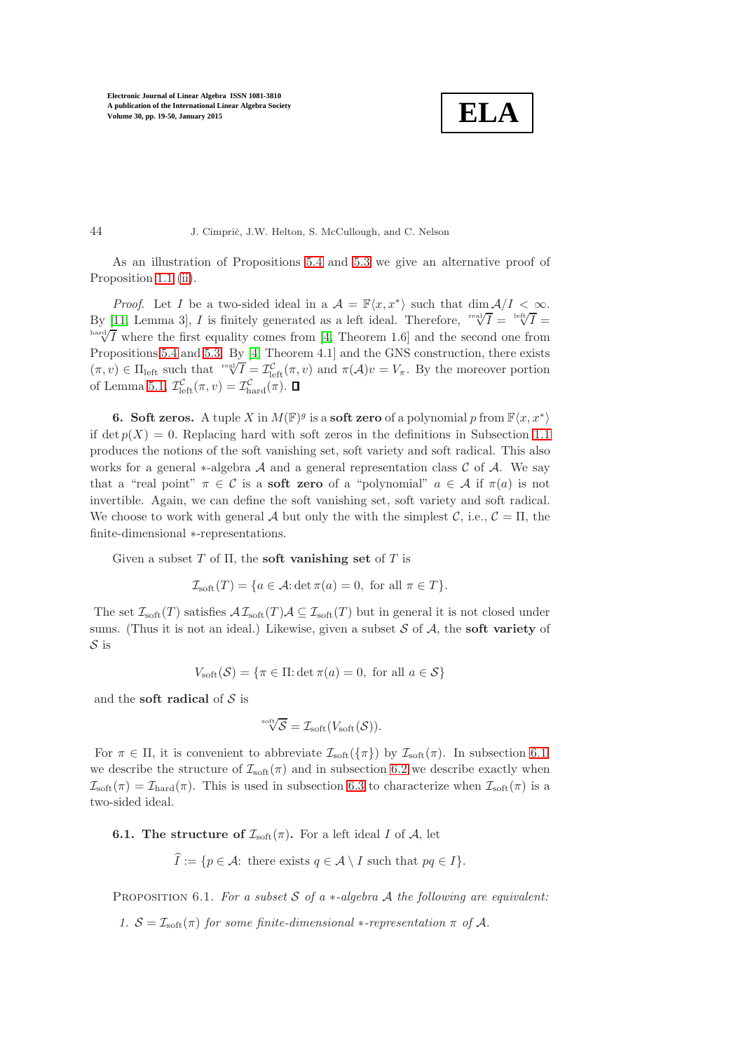As an illustration of Propositions 5.4 and 5.3 we give an alternative proof of Proposition 1.1 (ii).

*Proof.* Let $I$ be a two-sided ideal in a $\mathcal{A} = \mathbb{F}\langle x, x^*\rangle$ such that $\dim \mathcal{A}/I < \infty$. By [11, Lemma 3], $I$ is finitely generated as a left ideal. Therefore, $\sqrt[\text{real}]{I} = \sqrt[\text{left}]{I} = \sqrt[\text{hard}]{I}$ where the first equality comes from [4, Theorem 1.6] and the second one from Propositions 5.4 and 5.3. By [4, Theorem 4.1] and the GNS construction, there exists $(\pi, v) \in \Pi_{\text{left}}$ such that $\sqrt[\text{real}]{I} = \mathcal{I}^{\mathcal{C}}_{\text{left}}(\pi, v)$ and $\pi(\mathcal{A})v = V_\pi$. By the moreover portion of Lemma 5.1, $\mathcal{I}^{\mathcal{C}}_{\text{left}}(\pi, v) = \mathcal{I}^{\mathcal{C}}_{\text{hard}}(\pi)$. ∎

## 6. Soft zeros.

A tuple $X$ in $M(\mathbb{F})^g$ is a **soft zero** of a polynomial $p$ from $\mathbb{F}\langle x, x^*\rangle$ if $\det p(X) = 0$. Replacing hard with soft zeros in the definitions in Subsection 1.1 produces the notions of the soft vanishing set, soft variety and soft radical. This also works for a general $*$-algebra $\mathcal{A}$ and a general representation class $\mathcal{C}$ of $\mathcal{A}$. We say that a "real point" $\pi \in \mathcal{C}$ is a **soft zero** of a "polynomial" $a \in \mathcal{A}$ if $\pi(a)$ is not invertible. Again, we can define the soft vanishing set, soft variety and soft radical. We choose to work with general $\mathcal{A}$ but only the with the simplest $\mathcal{C}$, i.e., $\mathcal{C} = \Pi$, the finite-dimensional $*$-representations.

Given a subset $T$ of $\Pi$, the **soft vanishing set** of $T$ is

$$\mathcal{I}_{\text{soft}}(T) = \{a \in \mathcal{A} \colon \det \pi(a) = 0, \text{ for all } \pi \in T\}.$$

The set $\mathcal{I}_{\text{soft}}(T)$ satisfies $\mathcal{A}\,\mathcal{I}_{\text{soft}}(T)\mathcal{A} \subseteq \mathcal{I}_{\text{soft}}(T)$ but in general it is not closed under sums. (Thus it is not an ideal.) Likewise, given a subset $\mathcal{S}$ of $\mathcal{A}$, the **soft variety** of $\mathcal{S}$ is

$$V_{\text{soft}}(\mathcal{S}) = \{\pi \in \Pi \colon \det \pi(a) = 0, \text{ for all } a \in \mathcal{S}\}$$

and the **soft radical** of $\mathcal{S}$ is

$$\sqrt[\text{soft}]{\mathcal{S}} = \mathcal{I}_{\text{soft}}(V_{\text{soft}}(\mathcal{S})).$$

For $\pi \in \Pi$, it is convenient to abbreviate $\mathcal{I}_{\text{soft}}(\{\pi\})$ by $\mathcal{I}_{\text{soft}}(\pi)$. In subsection 6.1 we describe the structure of $\mathcal{I}_{\text{soft}}(\pi)$ and in subsection 6.2 we describe exactly when $\mathcal{I}_{\text{soft}}(\pi) = \mathcal{I}_{\text{hard}}(\pi)$. This is used in subsection 6.3 to characterize when $\mathcal{I}_{\text{soft}}(\pi)$ is a two-sided ideal.

### 6.1. The structure of $\mathcal{I}_{\text{soft}}(\pi)$.

For a left ideal $I$ of $\mathcal{A}$, let

$$\widehat{I} := \{p \in \mathcal{A} \colon \text{there exists } q \in \mathcal{A} \setminus I \text{ such that } pq \in I\}.$$

Proposition 6.1. *For a subset $\mathcal{S}$ of a $*$-algebra $\mathcal{A}$ the following are equivalent:*

1. *$\mathcal{S} = \mathcal{I}_{\text{soft}}(\pi)$ for some finite-dimensional $*$-representation $\pi$ of $\mathcal{A}$.*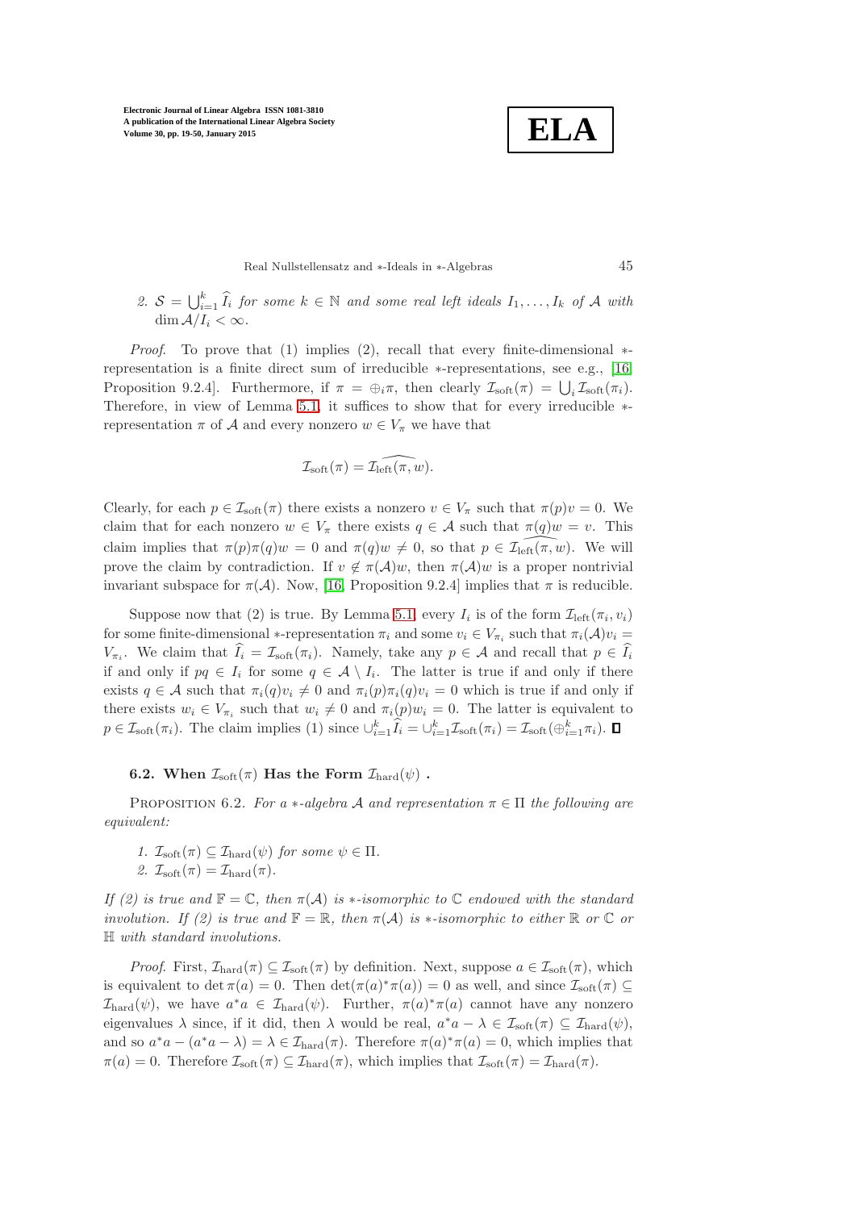2. $\mathcal{S} = \bigcup_{i=1}^k \widehat{I_i}$ *for some* $k \in \mathbb{N}$ *and some real left ideals* $I_1, \ldots, I_k$ *of* $\mathcal{A}$ *with* $\dim \mathcal{A}/I_i < \infty$.

*Proof*. To prove that (1) implies (2), recall that every finite-dimensional $*$-representation is a finite direct sum of irreducible $*$-representations, see e.g., [16, Proposition 9.2.4]. Furthermore, if $\pi = \oplus_i \pi$, then clearly $\mathcal{I}_{\text{soft}}(\pi) = \bigcup_i \mathcal{I}_{\text{soft}}(\pi_i)$. Therefore, in view of Lemma 5.1, it suffices to show that for every irreducible $*$-representation $\pi$ of $\mathcal{A}$ and every nonzero $w \in V_\pi$ we have that

$$\mathcal{I}_{\text{soft}}(\pi) = \widehat{\mathcal{I}_{\text{left}}(\pi, w)}.$$

Clearly, for each $p \in \mathcal{I}_{\text{soft}}(\pi)$ there exists a nonzero $v \in V_\pi$ such that $\pi(p)v = 0$. We claim that for each nonzero $w \in V_\pi$ there exists $q \in \mathcal{A}$ such that $\pi(q)w = v$. This claim implies that $\pi(p)\pi(q)w = 0$ and $\pi(q)w \neq 0$, so that $p \in \widehat{\mathcal{I}_{\text{left}}(\pi, w)}$. We will prove the claim by contradiction. If $v \notin \pi(\mathcal{A})w$, then $\pi(\mathcal{A})w$ is a proper nontrivial invariant subspace for $\pi(\mathcal{A})$. Now, [16, Proposition 9.2.4] implies that $\pi$ is reducible.

Suppose now that (2) is true. By Lemma 5.1, every $I_i$ is of the form $\mathcal{I}_{\text{left}}(\pi_i, v_i)$ for some finite-dimensional $*$-representation $\pi_i$ and some $v_i \in V_{\pi_i}$ such that $\pi_i(\mathcal{A})v_i = V_{\pi_i}$. We claim that $\widehat{I_i} = \mathcal{I}_{\text{soft}}(\pi_i)$. Namely, take any $p \in \mathcal{A}$ and recall that $p \in \widehat{I_i}$ if and only if $pq \in I_i$ for some $q \in \mathcal{A} \setminus I_i$. The latter is true if and only if there exists $q \in \mathcal{A}$ such that $\pi_i(q)v_i \neq 0$ and $\pi_i(p)\pi_i(q)v_i = 0$ which is true if and only if there exists $w_i \in V_{\pi_i}$ such that $w_i \neq 0$ and $\pi_i(p)w_i = 0$. The latter is equivalent to $p \in \mathcal{I}_{\text{soft}}(\pi_i)$. The claim implies (1) since $\cup_{i=1}^k \widehat{I_i} = \cup_{i=1}^k \mathcal{I}_{\text{soft}}(\pi_i) = \mathcal{I}_{\text{soft}}(\oplus_{i=1}^k \pi_i)$. ∎

### 6.2. When $\mathcal{I}_{\text{soft}}(\pi)$ Has the Form $\mathcal{I}_{\text{hard}}(\psi)$ .

PROPOSITION 6.2. *For a $*$-algebra $\mathcal{A}$ and representation $\pi \in \Pi$ the following are equivalent:*

1. $\mathcal{I}_{\text{soft}}(\pi) \subseteq \mathcal{I}_{\text{hard}}(\psi)$ *for some* $\psi \in \Pi$.
2. $\mathcal{I}_{\text{soft}}(\pi) = \mathcal{I}_{\text{hard}}(\pi)$.

*If (2) is true and $\mathbb{F} = \mathbb{C}$, then $\pi(\mathcal{A})$ is $*$-isomorphic to $\mathbb{C}$ endowed with the standard involution. If (2) is true and $\mathbb{F} = \mathbb{R}$, then $\pi(\mathcal{A})$ is $*$-isomorphic to either $\mathbb{R}$ or $\mathbb{C}$ or $\mathbb{H}$ with standard involutions.*

*Proof*. First, $\mathcal{I}_{\text{hard}}(\pi) \subseteq \mathcal{I}_{\text{soft}}(\pi)$ by definition. Next, suppose $a \in \mathcal{I}_{\text{soft}}(\pi)$, which is equivalent to $\det \pi(a) = 0$. Then $\det(\pi(a)^*\pi(a)) = 0$ as well, and since $\mathcal{I}_{\text{soft}}(\pi) \subseteq \mathcal{I}_{\text{hard}}(\psi)$, we have $a^*a \in \mathcal{I}_{\text{hard}}(\psi)$. Further, $\pi(a)^*\pi(a)$ cannot have any nonzero eigenvalues $\lambda$ since, if it did, then $\lambda$ would be real, $a^*a - \lambda \in \mathcal{I}_{\text{soft}}(\pi) \subseteq \mathcal{I}_{\text{hard}}(\psi)$, and so $a^*a - (a^*a - \lambda) = \lambda \in \mathcal{I}_{\text{hard}}(\pi)$. Therefore $\pi(a)^*\pi(a) = 0$, which implies that $\pi(a) = 0$. Therefore $\mathcal{I}_{\text{soft}}(\pi) \subseteq \mathcal{I}_{\text{hard}}(\pi)$, which implies that $\mathcal{I}_{\text{soft}}(\pi) = \mathcal{I}_{\text{hard}}(\pi)$.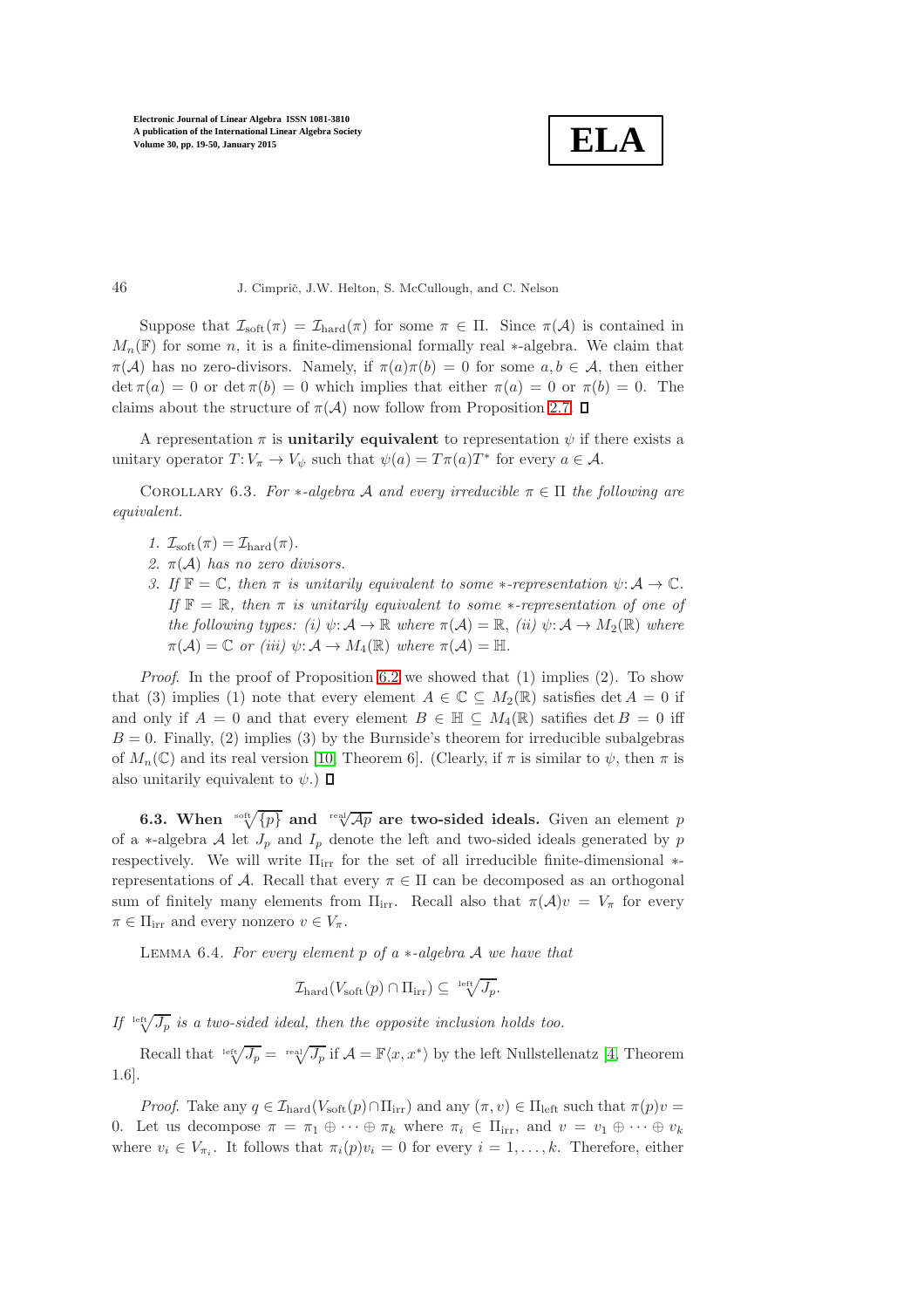Suppose that $\mathcal{I}_{\rm soft}(\pi) = \mathcal{I}_{\rm hard}(\pi)$ for some $\pi \in \Pi$. Since $\pi(\mathcal{A})$ is contained in $M_n(\mathbb{F})$ for some $n$, it is a finite-dimensional formally real $*$-algebra. We claim that $\pi(\mathcal{A})$ has no zero-divisors. Namely, if $\pi(a)\pi(b) = 0$ for some $a, b \in \mathcal{A}$, then either $\det \pi(a) = 0$ or $\det \pi(b) = 0$ which implies that either $\pi(a) = 0$ or $\pi(b) = 0$. The claims about the structure of $\pi(\mathcal{A})$ now follow from Proposition 2.7. ☐

A representation $\pi$ is **unitarily equivalent** to representation $\psi$ if there exists a unitary operator $T\colon V_\pi \to V_\psi$ such that $\psi(a) = T\pi(a)T^*$ for every $a \in \mathcal{A}$.

Corollary 6.3. *For $*$-algebra $\mathcal{A}$ and every irreducible $\pi \in \Pi$ the following are equivalent.*

1. *$\mathcal{I}_{\rm soft}(\pi) = \mathcal{I}_{\rm hard}(\pi)$.*
2. *$\pi(\mathcal{A})$ has no zero divisors.*
3. *If $\mathbb{F} = \mathbb{C}$, then $\pi$ is unitarily equivalent to some $*$-representation $\psi\colon \mathcal{A} \to \mathbb{C}$. If $\mathbb{F} = \mathbb{R}$, then $\pi$ is unitarily equivalent to some $*$-representation of one of the following types: (i) $\psi\colon \mathcal{A} \to \mathbb{R}$ where $\pi(\mathcal{A}) = \mathbb{R}$, (ii) $\psi\colon \mathcal{A} \to M_2(\mathbb{R})$ where $\pi(\mathcal{A}) = \mathbb{C}$ or (iii) $\psi\colon \mathcal{A} \to M_4(\mathbb{R})$ where $\pi(\mathcal{A}) = \mathbb{H}$.*

*Proof*. In the proof of Proposition 6.2 we showed that (1) implies (2). To show that (3) implies (1) note that every element $A \in \mathbb{C} \subseteq M_2(\mathbb{R})$ satisfies $\det A = 0$ if and only if $A = 0$ and that every element $B \in \mathbb{H} \subseteq M_4(\mathbb{R})$ satifies $\det B = 0$ iff $B = 0$. Finally, (2) implies (3) by the Burnside's theorem for irreducible subalgebras of $M_n(\mathbb{C})$ and its real version [10, Theorem 6]. (Clearly, if $\pi$ is similar to $\psi$, then $\pi$ is also unitarily equivalent to $\psi$.) ☐

**6.3. When $\sqrt[\rm soft]{\{p\}}$ and $\sqrt[\rm real]{\mathcal{A}p}$ are two-sided ideals.** Given an element $p$ of a $*$-algebra $\mathcal{A}$ let $J_p$ and $I_p$ denote the left and two-sided ideals generated by $p$ respectively. We will write $\Pi_{\rm irr}$ for the set of all irreducible finite-dimensional $*$-representations of $\mathcal{A}$. Recall that every $\pi \in \Pi$ can be decomposed as an orthogonal sum of finitely many elements from $\Pi_{\rm irr}$. Recall also that $\pi(\mathcal{A})v = V_\pi$ for every $\pi \in \Pi_{\rm irr}$ and every nonzero $v \in V_\pi$.

Lemma 6.4. *For every element $p$ of a $*$-algebra $\mathcal{A}$ we have that*

$$\mathcal{I}_{\rm hard}(V_{\rm soft}(p) \cap \Pi_{\rm irr}) \subseteq \sqrt[\rm left]{J_p}.$$

*If $\sqrt[\rm left]{J_p}$ is a two-sided ideal, then the opposite inclusion holds too.*

Recall that $\sqrt[\rm left]{J_p} = \sqrt[\rm real]{J_p}$ if $\mathcal{A} = \mathbb{F}\langle x, x^*\rangle$ by the left Nullstellenatz [4, Theorem 1.6].

*Proof*. Take any $q \in \mathcal{I}_{\rm hard}(V_{\rm soft}(p) \cap \Pi_{\rm irr})$ and any $(\pi, v) \in \Pi_{\rm left}$ such that $\pi(p)v = 0$. Let us decompose $\pi = \pi_1 \oplus \cdots \oplus \pi_k$ where $\pi_i \in \Pi_{\rm irr}$, and $v = v_1 \oplus \cdots \oplus v_k$ where $v_i \in V_{\pi_i}$. It follows that $\pi_i(p)v_i = 0$ for every $i = 1, \ldots, k$. Therefore, either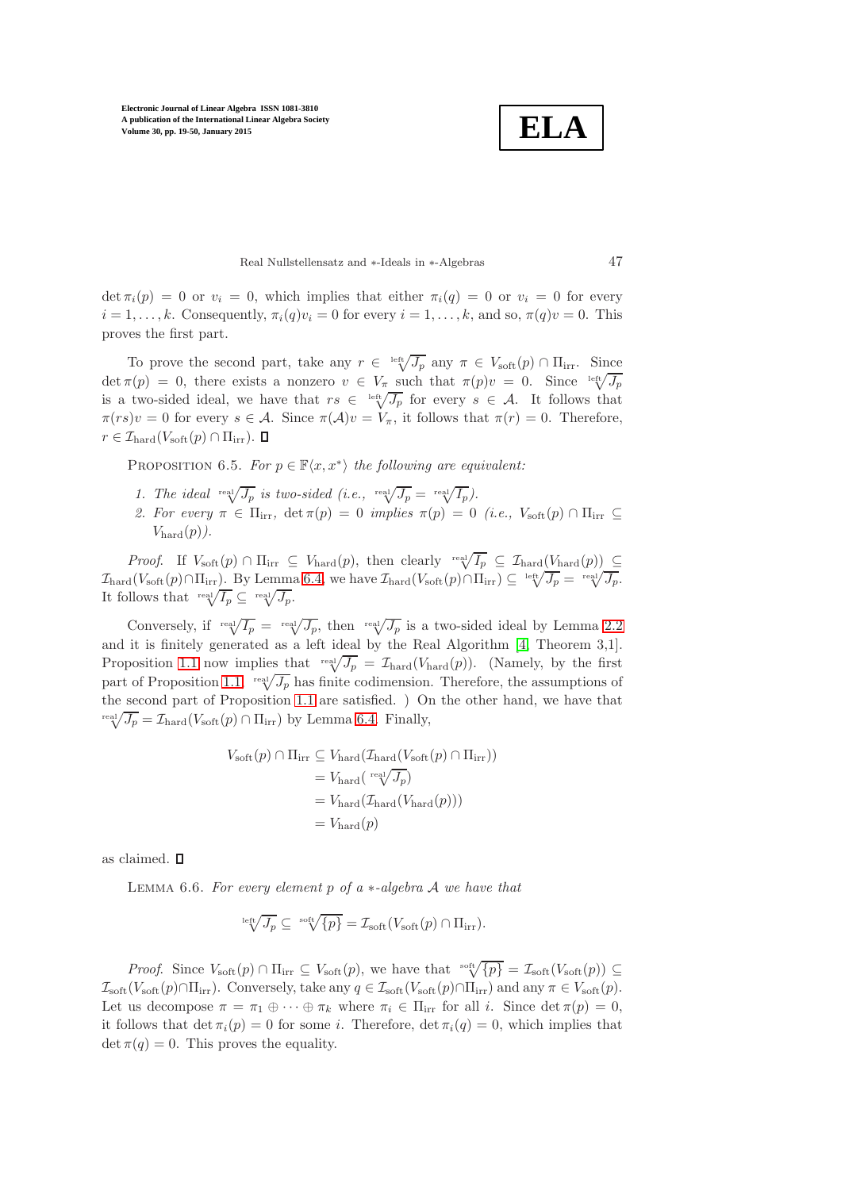$\det \pi_i(p) = 0$ or $v_i = 0$, which implies that either $\pi_i(q) = 0$ or $v_i = 0$ for every $i = 1, \ldots, k$. Consequently, $\pi_i(q)v_i = 0$ for every $i = 1, \ldots, k$, and so, $\pi(q)v = 0$. This proves the first part.

To prove the second part, take any $r \in \sqrt[\text{left}]{J_p}$ any $\pi \in V_{\text{soft}}(p) \cap \Pi_{\text{irr}}$. Since $\det \pi(p) = 0$, there exists a nonzero $v \in V_\pi$ such that $\pi(p)v = 0$. Since $\sqrt[\text{left}]{J_p}$ is a two-sided ideal, we have that $rs \in \sqrt[\text{left}]{J_p}$ for every $s \in \mathcal{A}$. It follows that $\pi(rs)v = 0$ for every $s \in \mathcal{A}$. Since $\pi(\mathcal{A})v = V_\pi$, it follows that $\pi(r) = 0$. Therefore, $r \in \mathcal{I}_{\text{hard}}(V_{\text{soft}}(p) \cap \Pi_{\text{irr}})$. ∎

Proposition 6.5. *For $p \in \mathbb{F}\langle x, x^* \rangle$ the following are equivalent:*

1. *The ideal $\sqrt[\text{real}]{J_p}$ is two-sided (i.e., $\sqrt[\text{real}]{J_p} = \sqrt[\text{real}]{I_p}$).*
2. *For every $\pi \in \Pi_{\text{irr}}$, $\det \pi(p) = 0$ implies $\pi(p) = 0$ (i.e., $V_{\text{soft}}(p) \cap \Pi_{\text{irr}} \subseteq V_{\text{hard}}(p)$).*

*Proof.* If $V_{\text{soft}}(p) \cap \Pi_{\text{irr}} \subseteq V_{\text{hard}}(p)$, then clearly $\sqrt[\text{real}]{I_p} \subseteq \mathcal{I}_{\text{hard}}(V_{\text{hard}}(p)) \subseteq \mathcal{I}_{\text{hard}}(V_{\text{soft}}(p) \cap \Pi_{\text{irr}})$. By Lemma 6.4, we have $\mathcal{I}_{\text{hard}}(V_{\text{soft}}(p) \cap \Pi_{\text{irr}}) \subseteq \sqrt[\text{left}]{J_p} = \sqrt[\text{real}]{J_p}$. It follows that $\sqrt[\text{real}]{I_p} \subseteq \sqrt[\text{real}]{J_p}$.

Conversely, if $\sqrt[\text{real}]{I_p} = \sqrt[\text{real}]{J_p}$, then $\sqrt[\text{real}]{J_p}$ is a two-sided ideal by Lemma 2.2 and it is finitely generated as a left ideal by the Real Algorithm [4, Theorem 3,1]. Proposition 1.1 now implies that $\sqrt[\text{real}]{J_p} = \mathcal{I}_{\text{hard}}(V_{\text{hard}}(p))$. (Namely, by the first part of Proposition 1.1, $\sqrt[\text{real}]{J_p}$ has finite codimension. Therefore, the assumptions of the second part of Proposition 1.1 are satisfied. ) On the other hand, we have that $\sqrt[\text{real}]{J_p} = \mathcal{I}_{\text{hard}}(V_{\text{soft}}(p) \cap \Pi_{\text{irr}})$ by Lemma 6.4. Finally,

$$
\begin{aligned}
V_{\text{soft}}(p) \cap \Pi_{\text{irr}} &\subseteq V_{\text{hard}}(\mathcal{I}_{\text{hard}}(V_{\text{soft}}(p) \cap \Pi_{\text{irr}})) \\
&= V_{\text{hard}}(\sqrt[\text{real}]{J_p}) \\
&= V_{\text{hard}}(\mathcal{I}_{\text{hard}}(V_{\text{hard}}(p))) \\
&= V_{\text{hard}}(p)
\end{aligned}
$$

as claimed. ∎

Lemma 6.6. *For every element $p$ of a $*$-algebra $\mathcal{A}$ we have that*

$$
\sqrt[\text{left}]{J_p} \subseteq \sqrt[\text{soft}]{\{p\}} = \mathcal{I}_{\text{soft}}(V_{\text{soft}}(p) \cap \Pi_{\text{irr}}).
$$

*Proof.* Since $V_{\text{soft}}(p) \cap \Pi_{\text{irr}} \subseteq V_{\text{soft}}(p)$, we have that $\sqrt[\text{soft}]{\{p\}} = \mathcal{I}_{\text{soft}}(V_{\text{soft}}(p)) \subseteq \mathcal{I}_{\text{soft}}(V_{\text{soft}}(p) \cap \Pi_{\text{irr}})$. Conversely, take any $q \in \mathcal{I}_{\text{soft}}(V_{\text{soft}}(p) \cap \Pi_{\text{irr}})$ and any $\pi \in V_{\text{soft}}(p)$. Let us decompose $\pi = \pi_1 \oplus \cdots \oplus \pi_k$ where $\pi_i \in \Pi_{\text{irr}}$ for all $i$. Since $\det \pi(p) = 0$, it follows that $\det \pi_i(p) = 0$ for some $i$. Therefore, $\det \pi_i(q) = 0$, which implies that $\det \pi(q) = 0$. This proves the equality.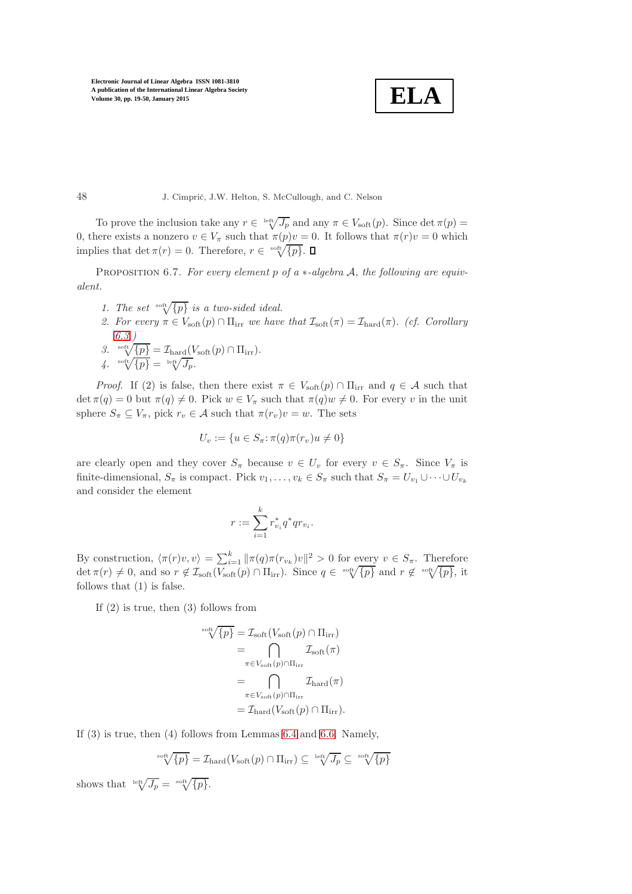To prove the inclusion take any $r \in \sqrt[\text{left}]{J_p}$ and any $\pi \in V_{\text{soft}}(p)$. Since $\det \pi(p) = 0$, there exists a nonzero $v \in V_\pi$ such that $\pi(p)v = 0$. It follows that $\pi(r)v = 0$ which implies that $\det \pi(r) = 0$. Therefore, $r \in \sqrt[\text{soft}]{\{p\}}$. ◻

Proposition 6.7. *For every element $p$ of a $*$-algebra $\mathcal{A}$, the following are equivalent.*

1. *The set $\sqrt[\text{soft}]{\{p\}}$ is a two-sided ideal.*
2. *For every $\pi \in V_{\text{soft}}(p) \cap \Pi_{\text{irr}}$ we have that $\mathcal{I}_{\text{soft}}(\pi) = \mathcal{I}_{\text{hard}}(\pi)$. (cf. Corollary 6.3.)*
3. $\sqrt[\text{soft}]{\{p\}} = \mathcal{I}_{\text{hard}}(V_{\text{soft}}(p) \cap \Pi_{\text{irr}})$.
4. $\sqrt[\text{soft}]{\{p\}} = \sqrt[\text{left}]{J_p}$.

*Proof.* If (2) is false, then there exist $\pi \in V_{\text{soft}}(p) \cap \Pi_{\text{irr}}$ and $q \in \mathcal{A}$ such that $\det \pi(q) = 0$ but $\pi(q) \neq 0$. Pick $w \in V_\pi$ such that $\pi(q)w \neq 0$. For every $v$ in the unit sphere $S_\pi \subseteq V_\pi$, pick $r_v \in \mathcal{A}$ such that $\pi(r_v)v = w$. The sets

$$U_v := \{u \in S_\pi : \pi(q)\pi(r_v)u \neq 0\}$$

are clearly open and they cover $S_\pi$ because $v \in U_v$ for every $v \in S_\pi$. Since $V_\pi$ is finite-dimensional, $S_\pi$ is compact. Pick $v_1, \ldots, v_k \in S_\pi$ such that $S_\pi = U_{v_1} \cup \cdots \cup U_{v_k}$ and consider the element

$$r := \sum_{i=1}^{k} r_{v_i}^* q^* q r_{v_i}.$$

By construction, $\langle \pi(r)v, v\rangle = \sum_{i=1}^{k} \|\pi(q)\pi(r_{v_k})v\|^2 > 0$ for every $v \in S_\pi$. Therefore $\det \pi(r) \neq 0$, and so $r \notin \mathcal{I}_{\text{soft}}(V_{\text{soft}}(p) \cap \Pi_{\text{irr}})$. Since $q \in \sqrt[\text{soft}]{\{p\}}$ and $r \notin \sqrt[\text{soft}]{\{p\}}$, it follows that (1) is false.

If (2) is true, then (3) follows from

$$\begin{aligned}
\sqrt[\text{soft}]{\{p\}} &= \mathcal{I}_{\text{soft}}(V_{\text{soft}}(p) \cap \Pi_{\text{irr}}) \\
&= \bigcap_{\pi \in V_{\text{soft}}(p) \cap \Pi_{\text{irr}}} \mathcal{I}_{\text{soft}}(\pi) \\
&= \bigcap_{\pi \in V_{\text{soft}}(p) \cap \Pi_{\text{irr}}} \mathcal{I}_{\text{hard}}(\pi) \\
&= \mathcal{I}_{\text{hard}}(V_{\text{soft}}(p) \cap \Pi_{\text{irr}}).
\end{aligned}$$

If (3) is true, then (4) follows from Lemmas 6.4 and 6.6. Namely,

$$\sqrt[\text{soft}]{\{p\}} = \mathcal{I}_{\text{hard}}(V_{\text{soft}}(p) \cap \Pi_{\text{irr}}) \subseteq \sqrt[\text{left}]{J_p} \subseteq \sqrt[\text{soft}]{\{p\}}$$

shows that $\sqrt[\text{left}]{J_p} = \sqrt[\text{soft}]{\{p\}}$.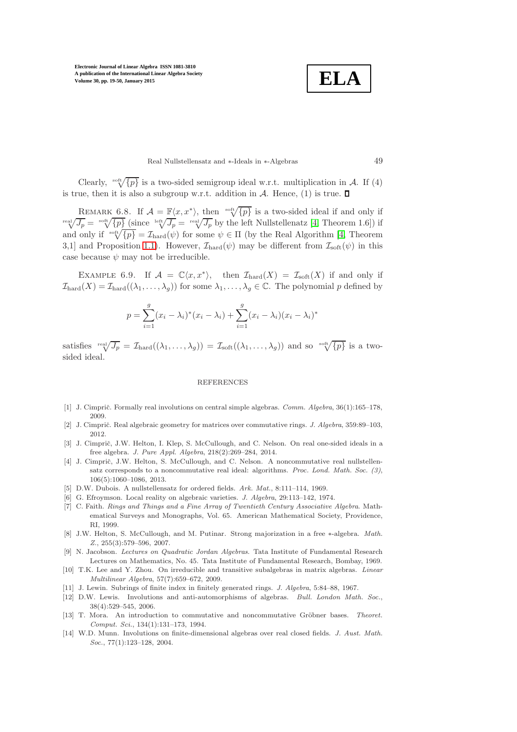Clearly, $\sqrt[\text{soft}]{\{p\}}$ is a two-sided semigroup ideal w.r.t. multiplication in $\mathcal{A}$. If (4) is true, then it is also a subgroup w.r.t. addition in $\mathcal{A}$. Hence, (1) is true. $\square$

Remark 6.8. If $\mathcal{A} = \mathbb{F}\langle x, x^*\rangle$, then $\sqrt[\text{soft}]{\{p\}}$ is a two-sided ideal if and only if $\sqrt[\text{real}]{J_p} = \sqrt[\text{soft}]{\{p\}}$ (since $\sqrt[\text{left}]{J_p} = \sqrt[\text{real}]{J_p}$ by the left Nullstellenatz [4, Theorem 1.6]) if and only if $\sqrt[\text{soft}]{\{p\}} = \mathcal{I}_{\text{hard}}(\psi)$ for some $\psi \in \Pi$ (by the Real Algorithm [4, Theorem 3,1] and Proposition 1.1). However, $\mathcal{I}_{\text{hard}}(\psi)$ may be different from $\mathcal{I}_{\text{soft}}(\psi)$ in this case because $\psi$ may not be irreducible.

Example 6.9. If $\mathcal{A} = \mathbb{C}\langle x, x^*\rangle$, then $\mathcal{I}_{\text{hard}}(X) = \mathcal{I}_{\text{soft}}(X)$ if and only if $\mathcal{I}_{\text{hard}}(X) = \mathcal{I}_{\text{hard}}((\lambda_1, \ldots, \lambda_g))$ for some $\lambda_1, \ldots, \lambda_g \in \mathbb{C}$. The polynomial $p$ defined by

$$p = \sum_{i=1}^{g} (x_i - \lambda_i)^*(x_i - \lambda_i) + \sum_{i=1}^{g} (x_i - \lambda_i)(x_i - \lambda_i)^*$$

satisfies $\sqrt[\text{real}]{J_p} = \mathcal{I}_{\text{hard}}((\lambda_1, \ldots, \lambda_g)) = \mathcal{I}_{\text{soft}}((\lambda_1, \ldots, \lambda_g))$ and so $\sqrt[\text{soft}]{\{p\}}$ is a two-sided ideal.

## REFERENCES

- [1] J. Cimprič. Formally real involutions on central simple algebras. *Comm. Algebra*, 36(1):165–178, 2009.
- [2] J. Cimprič. Real algebraic geometry for matrices over commutative rings. *J. Algebra*, 359:89–103, 2012.
- [3] J. Cimprič, J.W. Helton, I. Klep, S. McCullough, and C. Nelson. On real one-sided ideals in a free algebra. *J. Pure Appl. Algebra*, 218(2):269–284, 2014.
- [4] J. Cimprič, J.W. Helton, S. McCullough, and C. Nelson. A noncommutative real nullstellensatz corresponds to a noncommutative real ideal: algorithms. *Proc. Lond. Math. Soc. (3)*, 106(5):1060–1086, 2013.
- [5] D.W. Dubois. A nullstellensatz for ordered fields. *Ark. Mat.*, 8:111–114, 1969.
- [6] G. Efroymson. Local reality on algebraic varieties. *J. Algebra*, 29:113–142, 1974.
- [7] C. Faith. *Rings and Things and a Fine Array of Twentieth Century Associative Algebra*. Mathematical Surveys and Monographs, Vol. 65. American Mathematical Society, Providence, RI, 1999.
- [8] J.W. Helton, S. McCullough, and M. Putinar. Strong majorization in a free ∗-algebra. *Math. Z.*, 255(3):579–596, 2007.
- [9] N. Jacobson. *Lectures on Quadratic Jordan Algebras*. Tata Institute of Fundamental Research Lectures on Mathematics, No. 45. Tata Institute of Fundamental Research, Bombay, 1969.
- [10] T.K. Lee and Y. Zhou. On irreducible and transitive subalgebras in matrix algebras. *Linear Multilinear Algebra*, 57(7):659–672, 2009.
- [11] J. Lewin. Subrings of finite index in finitely generated rings. *J. Algebra*, 5:84–88, 1967.
- [12] D.W. Lewis. Involutions and anti-automorphisms of algebras. *Bull. London Math. Soc.*, 38(4):529–545, 2006.
- [13] T. Mora. An introduction to commutative and noncommutative Gröbner bases. *Theoret. Comput. Sci.*, 134(1):131–173, 1994.
- [14] W.D. Munn. Involutions on finite-dimensional algebras over real closed fields. *J. Aust. Math. Soc.*, 77(1):123–128, 2004.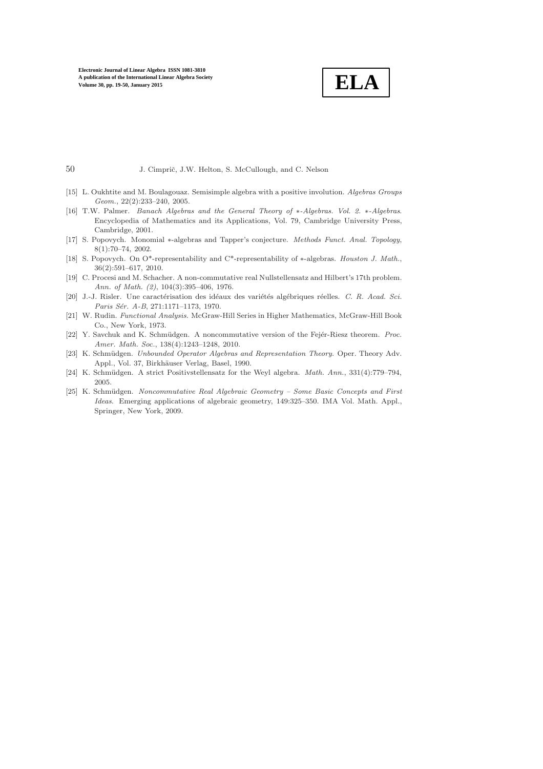[15] L. Oukhtite and M. Boulagouaz. Semisimple algebra with a positive involution. *Algebras Groups Geom.*, 22(2):233–240, 2005.

[16] T.W. Palmer. *Banach Algebras and the General Theory of ∗-Algebras. Vol. 2. ∗-Algebras.* Encyclopedia of Mathematics and its Applications, Vol. 79, Cambridge University Press, Cambridge, 2001.

[17] S. Popovych. Monomial ∗-algebras and Tapper's conjecture. *Methods Funct. Anal. Topology*, 8(1):70–74, 2002.

[18] S. Popovych. On O*-representability and C*-representability of ∗-algebras. *Houston J. Math.*, 36(2):591–617, 2010.

[19] C. Procesi and M. Schacher. A non-commutative real Nullstellensatz and Hilbert's 17th problem. *Ann. of Math. (2)*, 104(3):395–406, 1976.

[20] J.-J. Risler. Une caractérisation des idéaux des variétés algébriques réelles. *C. R. Acad. Sci. Paris Sér. A-B*, 271:1171–1173, 1970.

[21] W. Rudin. *Functional Analysis*. McGraw-Hill Series in Higher Mathematics, McGraw-Hill Book Co., New York, 1973.

[22] Y. Savchuk and K. Schmüdgen. A noncommutative version of the Fejér-Riesz theorem. *Proc. Amer. Math. Soc.*, 138(4):1243–1248, 2010.

[23] K. Schmüdgen. *Unbounded Operator Algebras and Representation Theory*. Oper. Theory Adv. Appl., Vol. 37, Birkhäuser Verlag, Basel, 1990.

[24] K. Schmüdgen. A strict Positivstellensatz for the Weyl algebra. *Math. Ann.*, 331(4):779–794, 2005.

[25] K. Schmüdgen. *Noncommutative Real Algebraic Geometry – Some Basic Concepts and First Ideas*. Emerging applications of algebraic geometry, 149:325–350. IMA Vol. Math. Appl., Springer, New York, 2009.